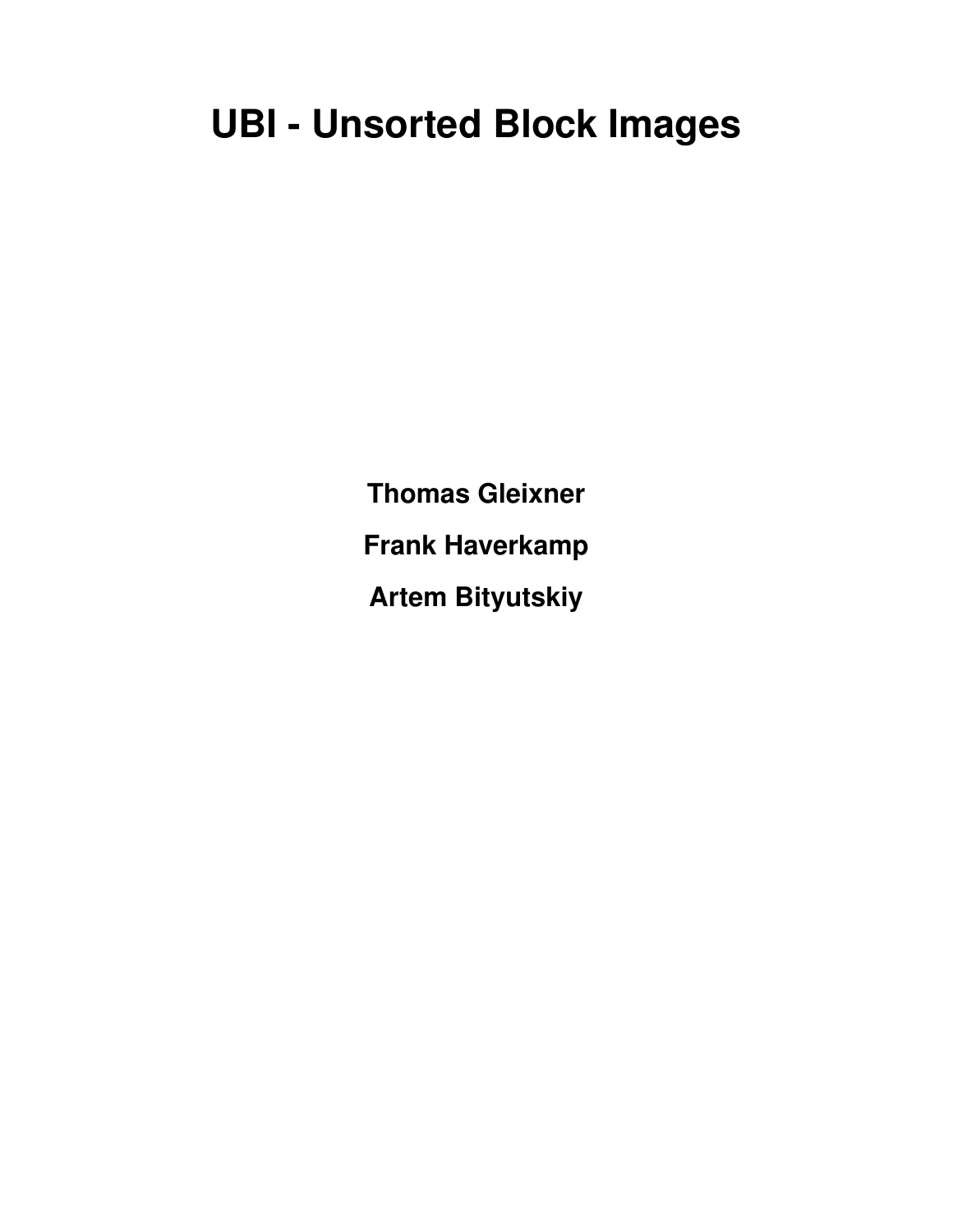# UBI - Unsorted Block Images

**Thomas Gleixner**

**Frank Haverkamp**

**Artem Bityutskiy**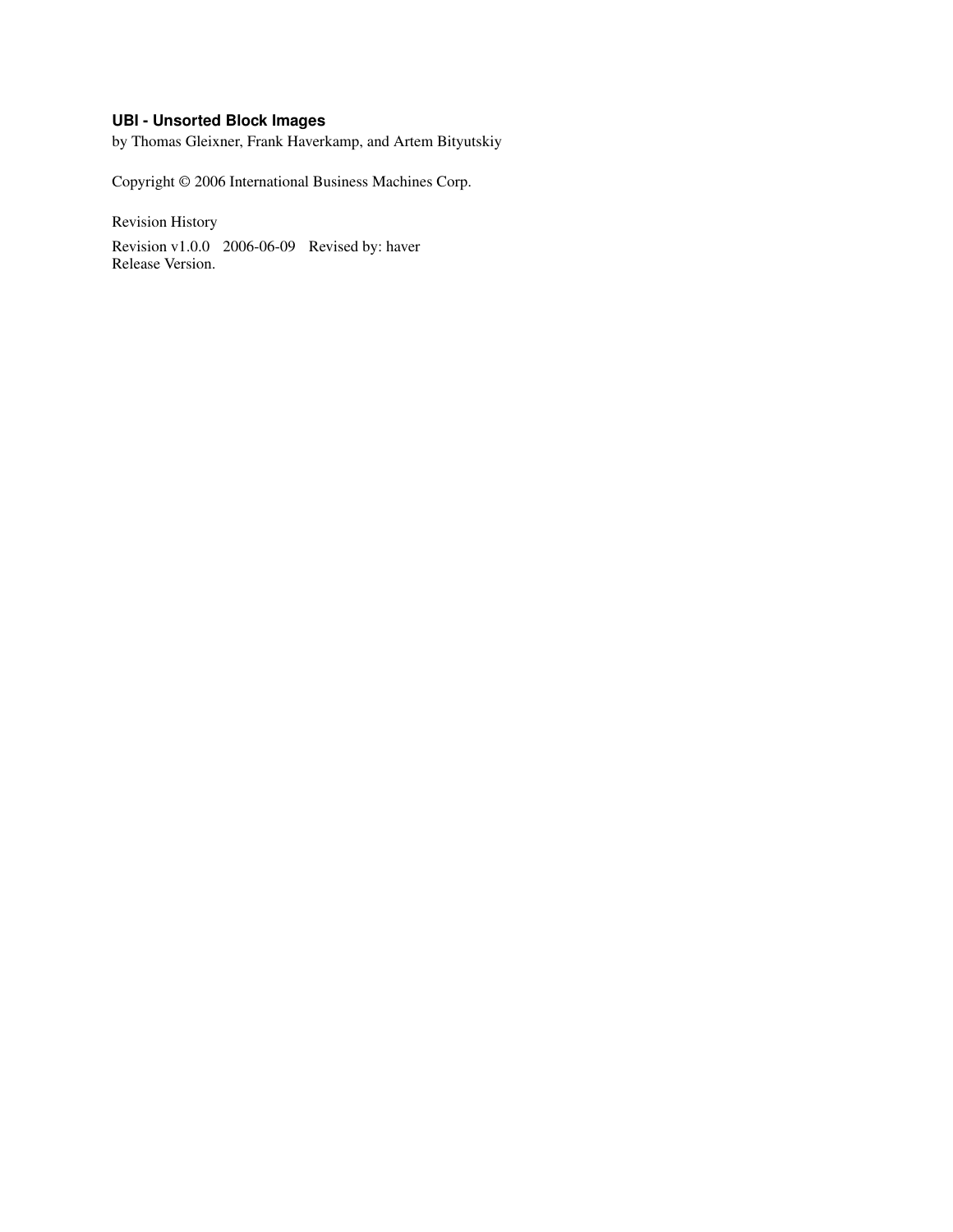**UBI - Unsorted Block Images**

by Thomas Gleixner, Frank Haverkamp, and Artem Bityutskiy

Copyright © 2006 International Business Machines Corp.

Revision History

Revision v1.0.0 2006-06-09 Revised by: haver
Release Version.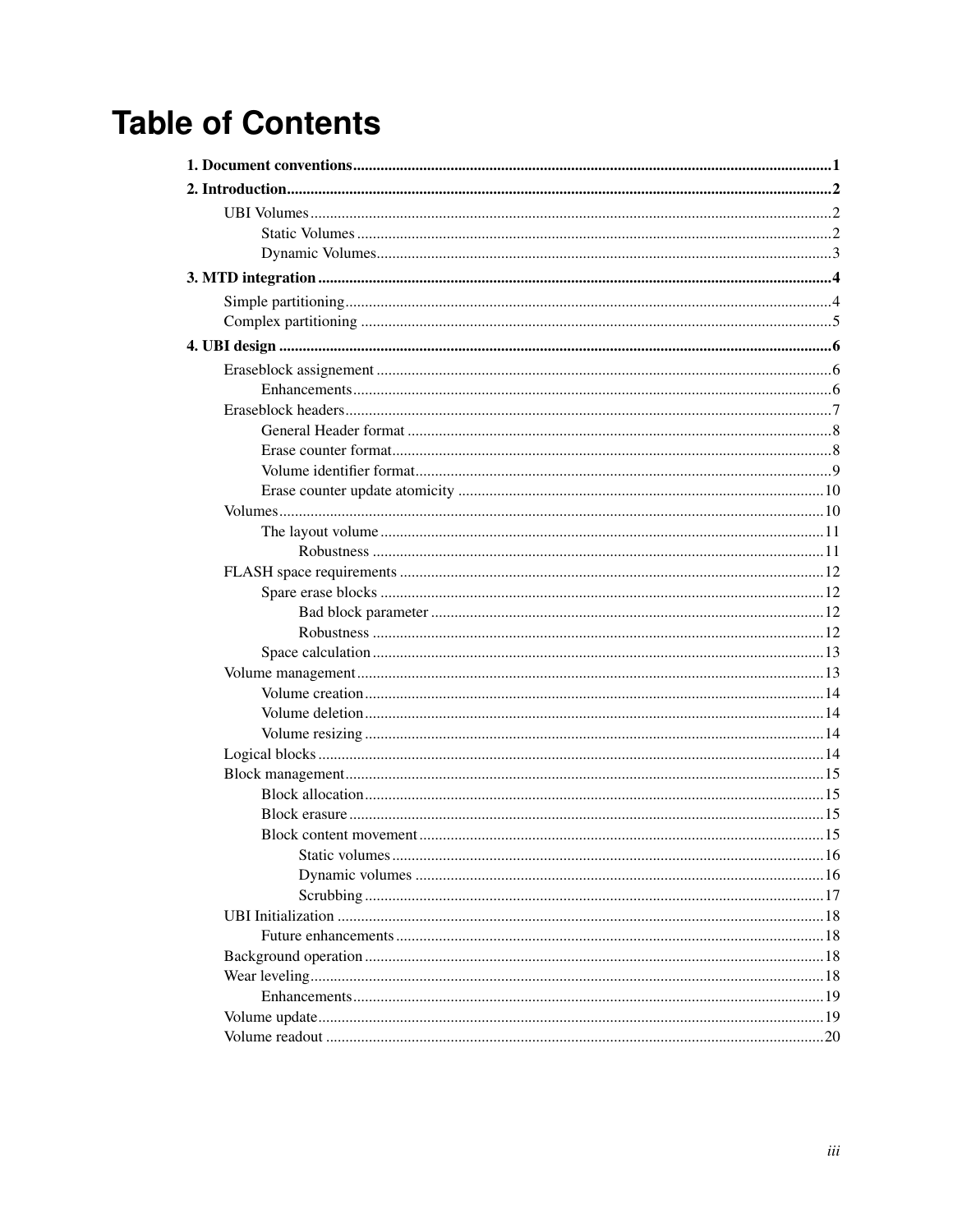# Table of Contents

**1. Document conventions** ........ **1**

**2. Introduction** ........ **2**

- UBI Volumes ........ 2
  - Static Volumes ........ 2
  - Dynamic Volumes ........ 3

**3. MTD integration** ........ **4**

- Simple partitioning ........ 4
- Complex partitioning ........ 5

**4. UBI design** ........ **6**

- Eraseblock assignement ........ 6
  - Enhancements ........ 6
- Eraseblock headers ........ 7
  - General Header format ........ 8
  - Erase counter format ........ 8
  - Volume identifier format ........ 9
  - Erase counter update atomicity ........ 10
- Volumes ........ 10
  - The layout volume ........ 11
    - Robustness ........ 11
- FLASH space requirements ........ 12
  - Spare erase blocks ........ 12
    - Bad block parameter ........ 12
    - Robustness ........ 12
  - Space calculation ........ 13
- Volume management ........ 13
  - Volume creation ........ 14
  - Volume deletion ........ 14
  - Volume resizing ........ 14
- Logical blocks ........ 14
- Block management ........ 15
  - Block allocation ........ 15
  - Block erasure ........ 15
  - Block content movement ........ 15
    - Static volumes ........ 16
    - Dynamic volumes ........ 16
    - Scrubbing ........ 17
- UBI Initialization ........ 18
  - Future enhancements ........ 18
- Background operation ........ 18
- Wear leveling ........ 18
  - Enhancements ........ 19
- Volume update ........ 19
- Volume readout ........ 20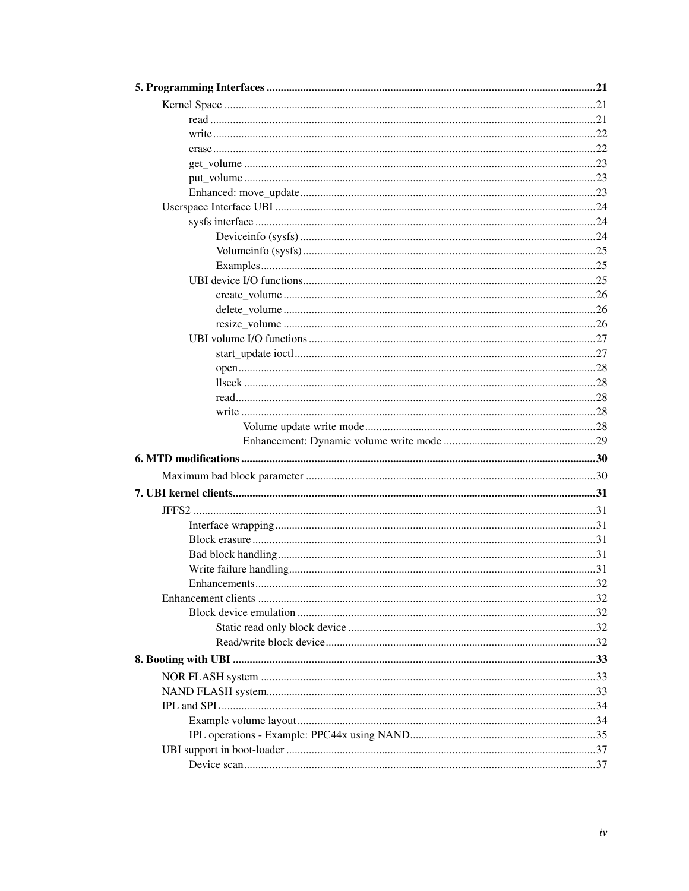**5. Programming Interfaces** .......................................................... **21**

- Kernel Space .......................................................... 21
  - read .......................................................... 21
  - write .......................................................... 22
  - erase .......................................................... 22
  - get_volume .......................................................... 23
  - put_volume .......................................................... 23
  - Enhanced: move_update .......................................................... 23
- Userspace Interface UBI .......................................................... 24
  - sysfs interface .......................................................... 24
    - Deviceinfo (sysfs) .......................................................... 24
    - Volumeinfo (sysfs) .......................................................... 25
    - Examples .......................................................... 25
  - UBI device I/O functions .......................................................... 25
    - create_volume .......................................................... 26
    - delete_volume .......................................................... 26
    - resize_volume .......................................................... 26
  - UBI volume I/O functions .......................................................... 27
    - start_update ioctl .......................................................... 27
    - open .......................................................... 28
    - llseek .......................................................... 28
    - read .......................................................... 28
    - write .......................................................... 28
      - Volume update write mode .......................................................... 28
      - Enhancement: Dynamic volume write mode .......................................................... 29

**6. MTD modifications** .......................................................... **30**

- Maximum bad block parameter .......................................................... 30

**7. UBI kernel clients** .......................................................... **31**

- JFFS2 .......................................................... 31
  - Interface wrapping .......................................................... 31
  - Block erasure .......................................................... 31
  - Bad block handling .......................................................... 31
  - Write failure handling .......................................................... 31
  - Enhancements .......................................................... 32
- Enhancement clients .......................................................... 32
  - Block device emulation .......................................................... 32
    - Static read only block device .......................................................... 32
    - Read/write block device .......................................................... 32

**8. Booting with UBI** .......................................................... **33**

- NOR FLASH system .......................................................... 33
- NAND FLASH system .......................................................... 33
- IPL and SPL .......................................................... 34
  - Example volume layout .......................................................... 34
  - IPL operations - Example: PPC44x using NAND .......................................................... 35
- UBI support in boot-loader .......................................................... 37
  - Device scan .......................................................... 37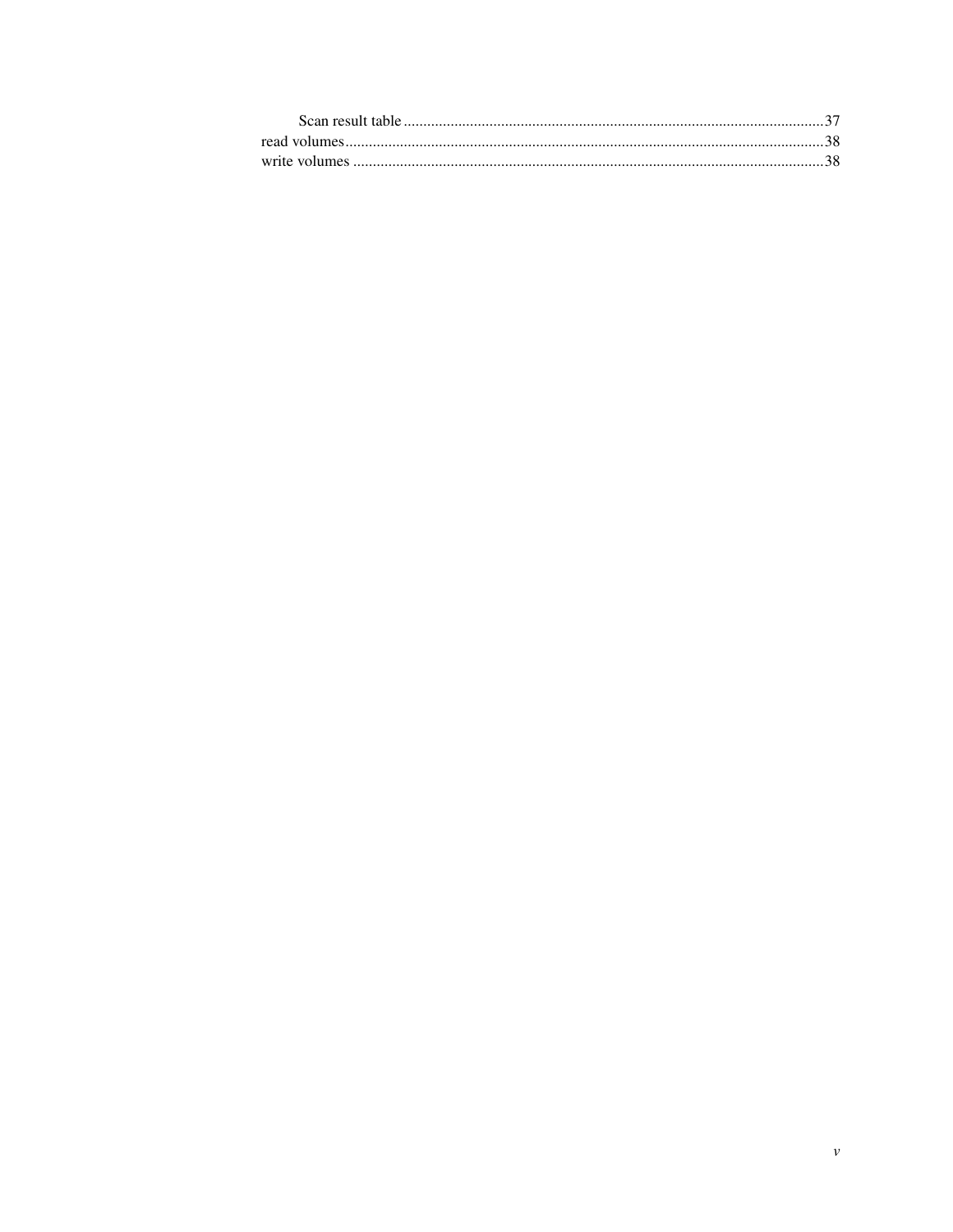- Scan result table ........................................................................................................37

read volumes.......................................................................................................................38

write volumes .....................................................................................................................38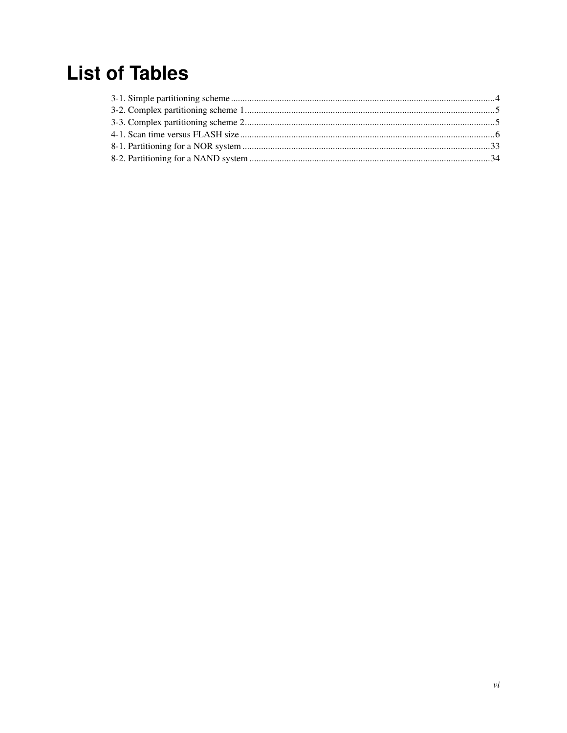# List of Tables

3-1. Simple partitioning scheme ....................................................................................................4
3-2. Complex partitioning scheme 1 ...............................................................................................5
3-3. Complex partitioning scheme 2 ...............................................................................................5
4-1. Scan time versus FLASH size ..................................................................................................6
8-1. Partitioning for a NOR system ...............................................................................................33
8-2. Partitioning for a NAND system .............................................................................................34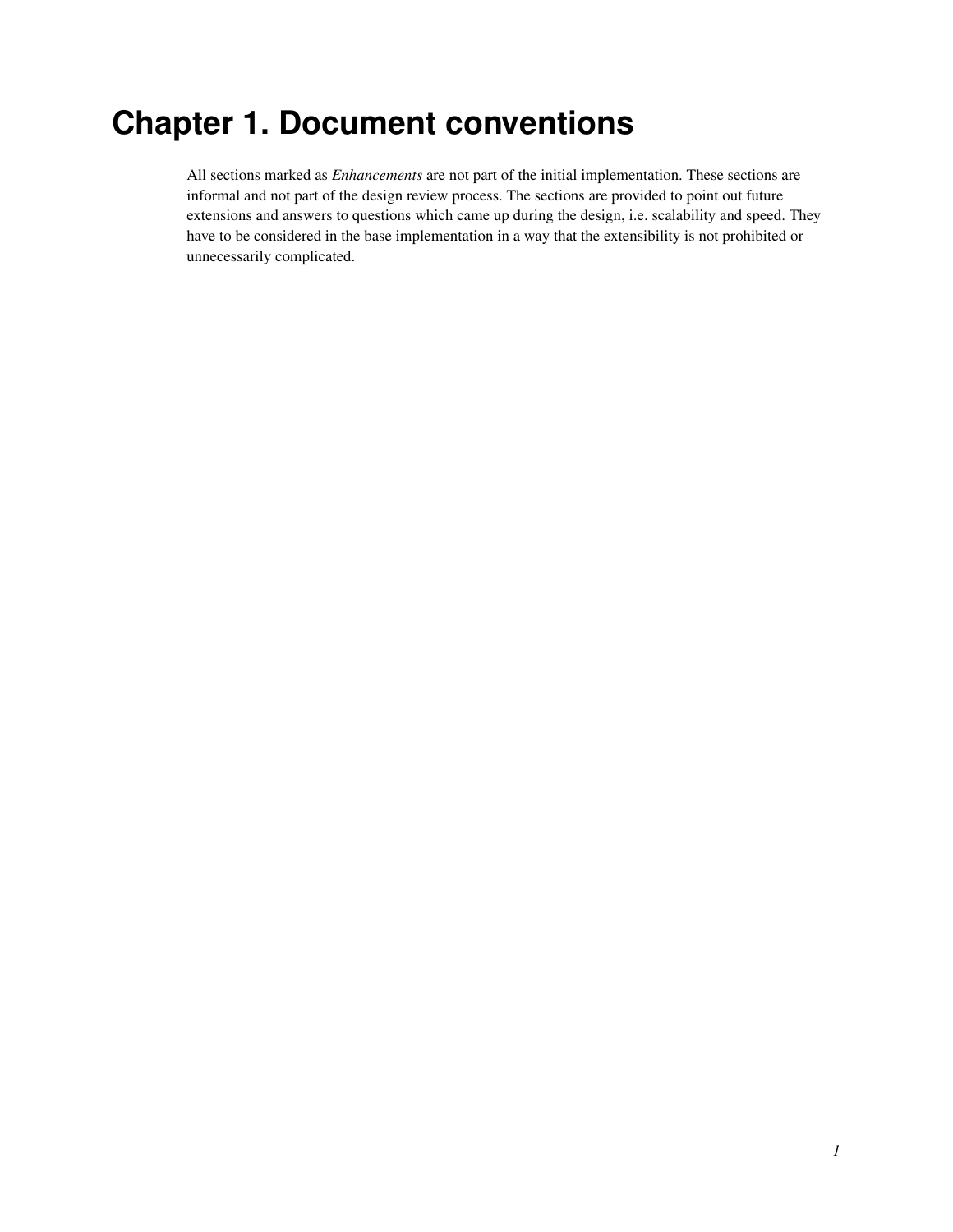# Chapter 1. Document conventions

All sections marked as *Enhancements* are not part of the initial implementation. These sections are informal and not part of the design review process. The sections are provided to point out future extensions and answers to questions which came up during the design, i.e. scalability and speed. They have to be considered in the base implementation in a way that the extensibility is not prohibited or unnecessarily complicated.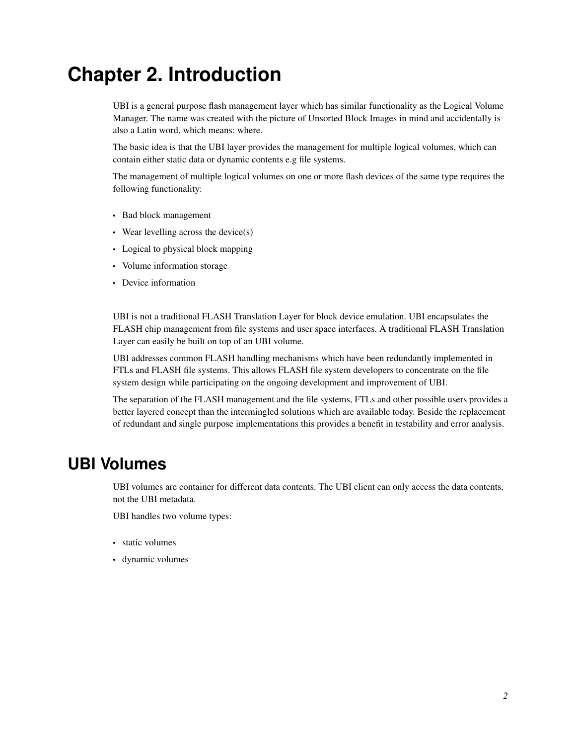# Chapter 2. Introduction

UBI is a general purpose flash management layer which has similar functionality as the Logical Volume Manager. The name was created with the picture of Unsorted Block Images in mind and accidentally is also a Latin word, which means: where.

The basic idea is that the UBI layer provides the management for multiple logical volumes, which can contain either static data or dynamic contents e.g file systems.

The management of multiple logical volumes on one or more flash devices of the same type requires the following functionality:

- Bad block management
- Wear levelling across the device(s)
- Logical to physical block mapping
- Volume information storage
- Device information

UBI is not a traditional FLASH Translation Layer for block device emulation. UBI encapsulates the FLASH chip management from file systems and user space interfaces. A traditional FLASH Translation Layer can easily be built on top of an UBI volume.

UBI addresses common FLASH handling mechanisms which have been redundantly implemented in FTLs and FLASH file systems. This allows FLASH file system developers to concentrate on the file system design while participating on the ongoing development and improvement of UBI.

The separation of the FLASH management and the file systems, FTLs and other possible users provides a better layered concept than the intermingled solutions which are available today. Beside the replacement of redundant and single purpose implementations this provides a benefit in testability and error analysis.

## UBI Volumes

UBI volumes are container for different data contents. The UBI client can only access the data contents, not the UBI metadata.

UBI handles two volume types:

- static volumes
- dynamic volumes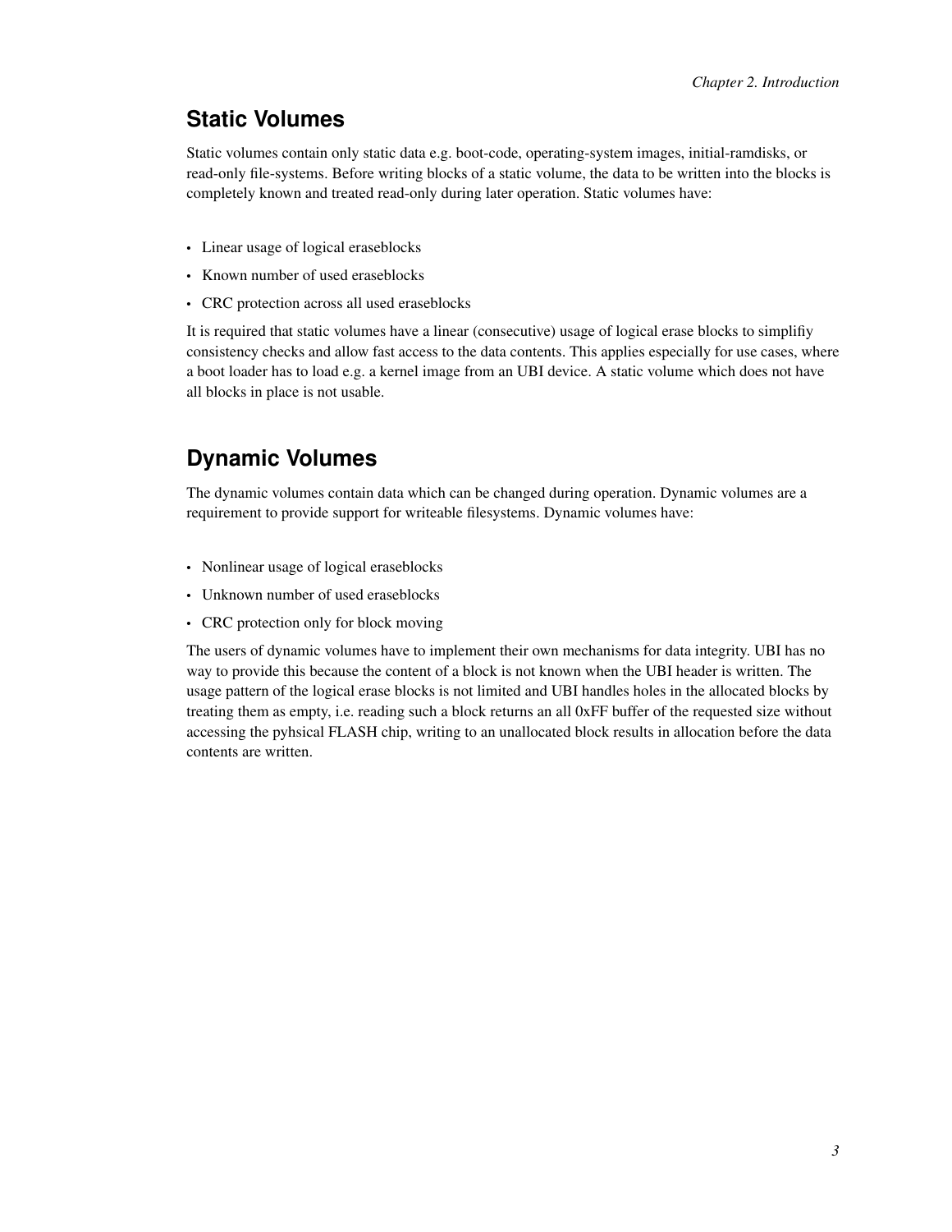## Static Volumes

Static volumes contain only static data e.g. boot-code, operating-system images, initial-ramdisks, or read-only file-systems. Before writing blocks of a static volume, the data to be written into the blocks is completely known and treated read-only during later operation. Static volumes have:

- Linear usage of logical eraseblocks
- Known number of used eraseblocks
- CRC protection across all used eraseblocks

It is required that static volumes have a linear (consecutive) usage of logical erase blocks to simplifiy consistency checks and allow fast access to the data contents. This applies especially for use cases, where a boot loader has to load e.g. a kernel image from an UBI device. A static volume which does not have all blocks in place is not usable.

## Dynamic Volumes

The dynamic volumes contain data which can be changed during operation. Dynamic volumes are a requirement to provide support for writeable filesystems. Dynamic volumes have:

- Nonlinear usage of logical eraseblocks
- Unknown number of used eraseblocks
- CRC protection only for block moving

The users of dynamic volumes have to implement their own mechanisms for data integrity. UBI has no way to provide this because the content of a block is not known when the UBI header is written. The usage pattern of the logical erase blocks is not limited and UBI handles holes in the allocated blocks by treating them as empty, i.e. reading such a block returns an all 0xFF buffer of the requested size without accessing the pyhsical FLASH chip, writing to an unallocated block results in allocation before the data contents are written.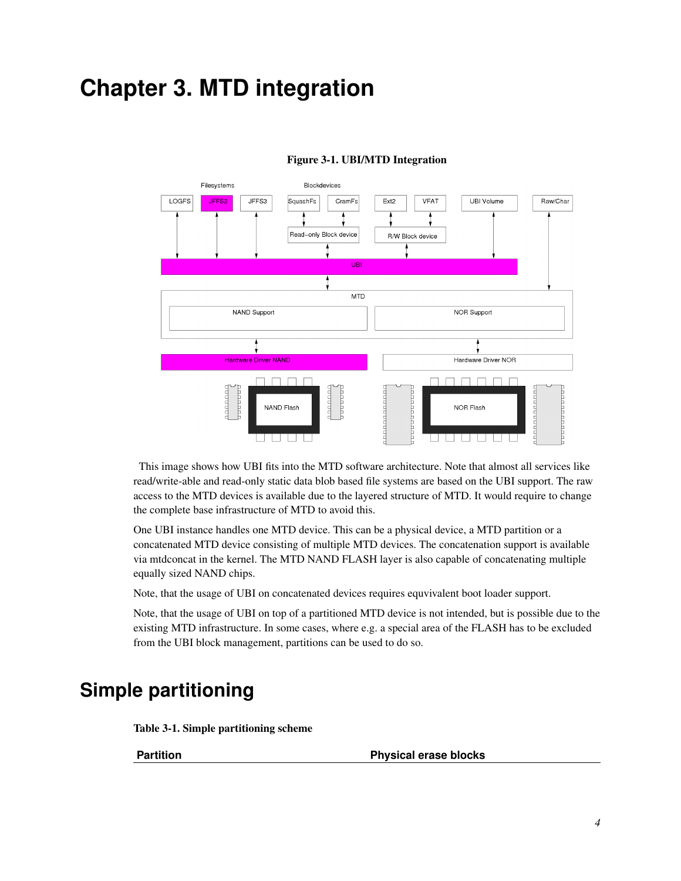# Chapter 3. MTD integration

**Figure 3-1. UBI/MTD Integration**

This image shows how UBI fits into the MTD software architecture. Note that almost all services like read/write-able and read-only static data blob based file systems are based on the UBI support. The raw access to the MTD devices is available due to the layered structure of MTD. It would require to change the complete base infrastructure of MTD to avoid this.

One UBI instance handles one MTD device. This can be a physical device, a MTD partition or a concatenated MTD device consisting of multiple MTD devices. The concatenation support is available via mtdconcat in the kernel. The MTD NAND FLASH layer is also capable of concatenating multiple equally sized NAND chips.

Note, that the usage of UBI on concatenated devices requires equvivalent boot loader support.

Note, that the usage of UBI on top of a partitioned MTD device is not intended, but is possible due to the existing MTD infrastructure. In some cases, where e.g. a special area of the FLASH has to be excluded from the UBI block management, partitions can be used to do so.

## Simple partitioning

**Table 3-1. Simple partitioning scheme**

| Partition | Physical erase blocks |
| --- | --- |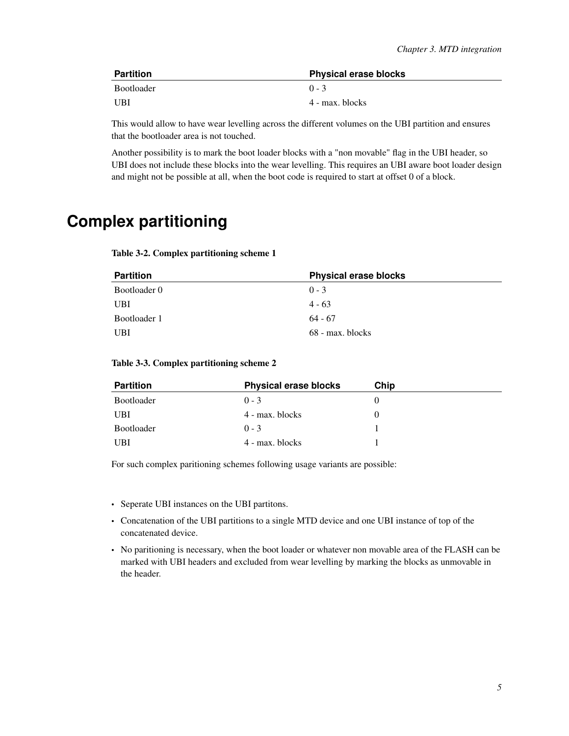| Partition | Physical erase blocks |
|---|---|
| Bootloader | 0 - 3 |
| UBI | 4 - max. blocks |

This would allow to have wear levelling across the different volumes on the UBI partition and ensures that the bootloader area is not touched.

Another possibility is to mark the boot loader blocks with a "non movable" flag in the UBI header, so UBI does not include these blocks into the wear levelling. This requires an UBI aware boot loader design and might not be possible at all, when the boot code is required to start at offset 0 of a block.

# Complex partitioning

**Table 3-2. Complex partitioning scheme 1**

| Partition | Physical erase blocks |
|---|---|
| Bootloader 0 | 0 - 3 |
| UBI | 4 - 63 |
| Bootloader 1 | 64 - 67 |
| UBI | 68 - max. blocks |

**Table 3-3. Complex partitioning scheme 2**

| Partition | Physical erase blocks | Chip |
|---|---|---|
| Bootloader | 0 - 3 | 0 |
| UBI | 4 - max. blocks | 0 |
| Bootloader | 0 - 3 | 1 |
| UBI | 4 - max. blocks | 1 |

For such complex paritioning schemes following usage variants are possible:

- Seperate UBI instances on the UBI partitons.
- Concatenation of the UBI partitions to a single MTD device and one UBI instance of top of the concatenated device.
- No paritioning is necessary, when the boot loader or whatever non movable area of the FLASH can be marked with UBI headers and excluded from wear levelling by marking the blocks as unmovable in the header.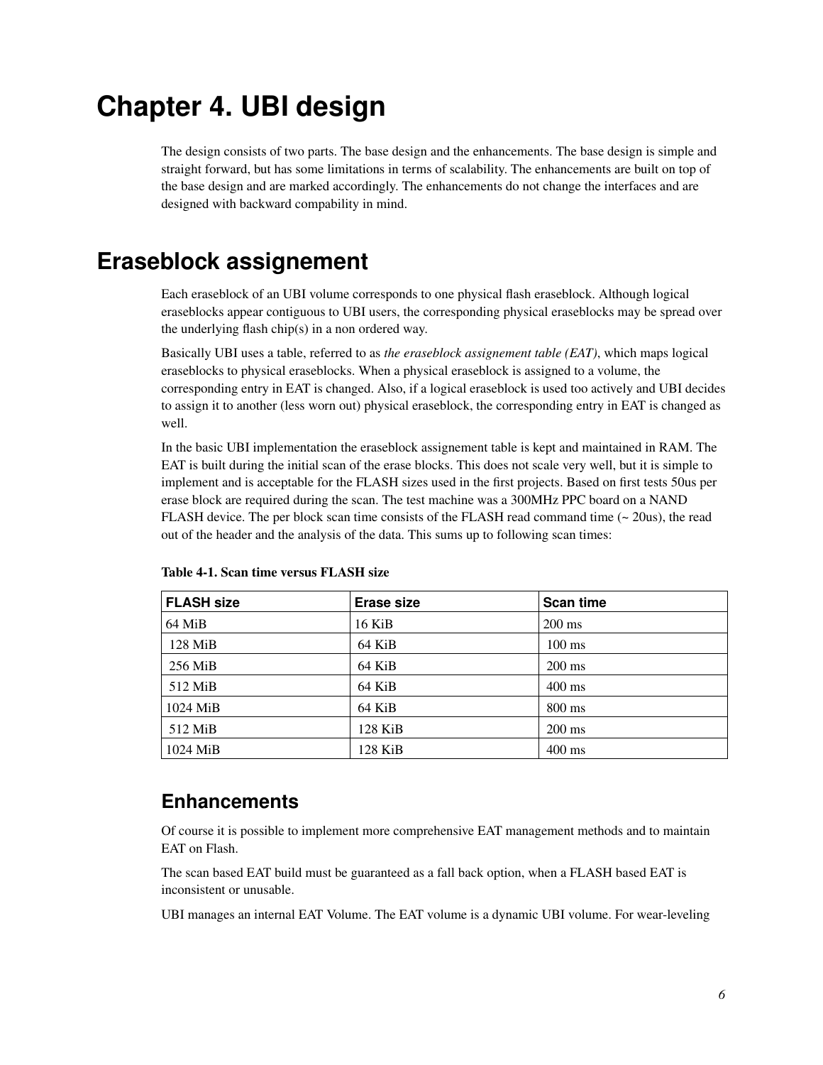# Chapter 4. UBI design

The design consists of two parts. The base design and the enhancements. The base design is simple and straight forward, but has some limitations in terms of scalability. The enhancements are built on top of the base design and are marked accordingly. The enhancements do not change the interfaces and are designed with backward compability in mind.

## Eraseblock assignement

Each eraseblock of an UBI volume corresponds to one physical flash eraseblock. Although logical eraseblocks appear contiguous to UBI users, the corresponding physical eraseblocks may be spread over the underlying flash chip(s) in a non ordered way.

Basically UBI uses a table, referred to as *the eraseblock assignement table (EAT)*, which maps logical eraseblocks to physical eraseblocks. When a physical eraseblock is assigned to a volume, the corresponding entry in EAT is changed. Also, if a logical eraseblock is used too actively and UBI decides to assign it to another (less worn out) physical eraseblock, the corresponding entry in EAT is changed as well.

In the basic UBI implementation the eraseblock assignement table is kept and maintained in RAM. The EAT is built during the initial scan of the erase blocks. This does not scale very well, but it is simple to implement and is acceptable for the FLASH sizes used in the first projects. Based on first tests 50us per erase block are required during the scan. The test machine was a 300MHz PPC board on a NAND FLASH device. The per block scan time consists of the FLASH read command time (~ 20us), the read out of the header and the analysis of the data. This sums up to following scan times:

**Table 4-1. Scan time versus FLASH size**

| FLASH size | Erase size | Scan time |
| --- | --- | --- |
| 64 MiB | 16 KiB | 200 ms |
| 128 MiB | 64 KiB | 100 ms |
| 256 MiB | 64 KiB | 200 ms |
| 512 MiB | 64 KiB | 400 ms |
| 1024 MiB | 64 KiB | 800 ms |
| 512 MiB | 128 KiB | 200 ms |
| 1024 MiB | 128 KiB | 400 ms |

### Enhancements

Of course it is possible to implement more comprehensive EAT management methods and to maintain EAT on Flash.

The scan based EAT build must be guaranteed as a fall back option, when a FLASH based EAT is inconsistent or unusable.

UBI manages an internal EAT Volume. The EAT volume is a dynamic UBI volume. For wear-leveling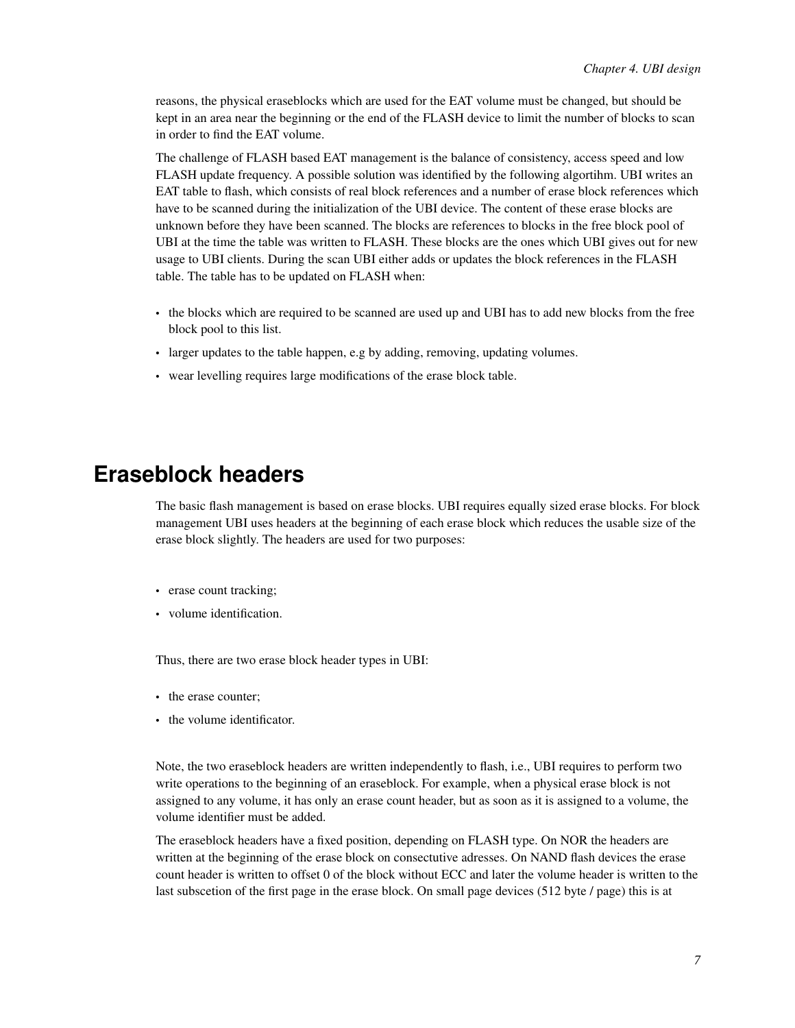reasons, the physical eraseblocks which are used for the EAT volume must be changed, but should be kept in an area near the beginning or the end of the FLASH device to limit the number of blocks to scan in order to find the EAT volume.

The challenge of FLASH based EAT management is the balance of consistency, access speed and low FLASH update frequency. A possible solution was identified by the following algortihm. UBI writes an EAT table to flash, which consists of real block references and a number of erase block references which have to be scanned during the initialization of the UBI device. The content of these erase blocks are unknown before they have been scanned. The blocks are references to blocks in the free block pool of UBI at the time the table was written to FLASH. These blocks are the ones which UBI gives out for new usage to UBI clients. During the scan UBI either adds or updates the block references in the FLASH table. The table has to be updated on FLASH when:

- the blocks which are required to be scanned are used up and UBI has to add new blocks from the free block pool to this list.
- larger updates to the table happen, e.g by adding, removing, updating volumes.
- wear levelling requires large modifications of the erase block table.

## Eraseblock headers

The basic flash management is based on erase blocks. UBI requires equally sized erase blocks. For block management UBI uses headers at the beginning of each erase block which reduces the usable size of the erase block slightly. The headers are used for two purposes:

- erase count tracking;
- volume identification.

Thus, there are two erase block header types in UBI:

- the erase counter;
- the volume identificator.

Note, the two eraseblock headers are written independently to flash, i.e., UBI requires to perform two write operations to the beginning of an eraseblock. For example, when a physical erase block is not assigned to any volume, it has only an erase count header, but as soon as it is assigned to a volume, the volume identifier must be added.

The eraseblock headers have a fixed position, depending on FLASH type. On NOR the headers are written at the beginning of the erase block on consectutive adresses. On NAND flash devices the erase count header is written to offset 0 of the block without ECC and later the volume header is written to the last subscetion of the first page in the erase block. On small page devices (512 byte / page) this is at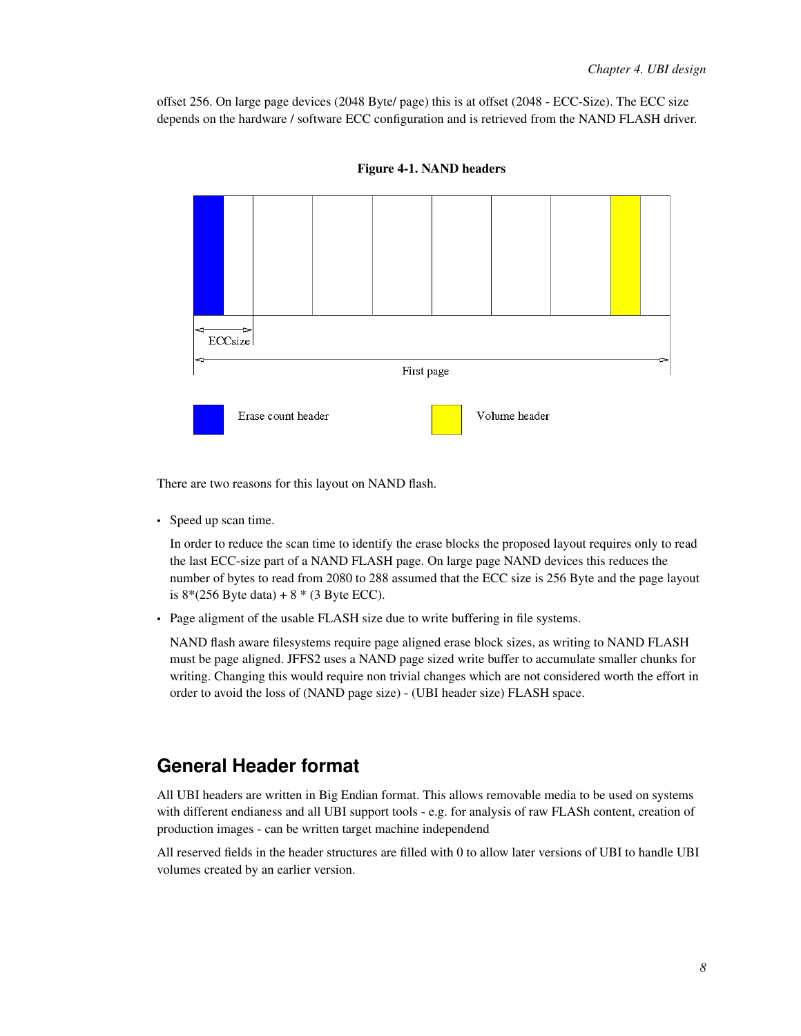offset 256. On large page devices (2048 Byte/ page) this is at offset (2048 - ECC-Size). The ECC size depends on the hardware / software ECC configuration and is retrieved from the NAND FLASH driver.

**Figure 4-1. NAND headers**

There are two reasons for this layout on NAND flash.

- Speed up scan time.

  In order to reduce the scan time to identify the erase blocks the proposed layout requires only to read the last ECC-size part of a NAND FLASH page. On large page NAND devices this reduces the number of bytes to read from 2080 to 288 assumed that the ECC size is 256 Byte and the page layout is 8*(256 Byte data) + 8 * (3 Byte ECC).

- Page aligment of the usable FLASH size due to write buffering in file systems.

  NAND flash aware filesystems require page aligned erase block sizes, as writing to NAND FLASH must be page aligned. JFFS2 uses a NAND page sized write buffer to accumulate smaller chunks for writing. Changing this would require non trivial changes which are not considered worth the effort in order to avoid the loss of (NAND page size) - (UBI header size) FLASH space.

## General Header format

All UBI headers are written in Big Endian format. This allows removable media to be used on systems with different endianess and all UBI support tools - e.g. for analysis of raw FLASh content, creation of production images - can be written target machine independend

All reserved fields in the header structures are filled with 0 to allow later versions of UBI to handle UBI volumes created by an earlier version.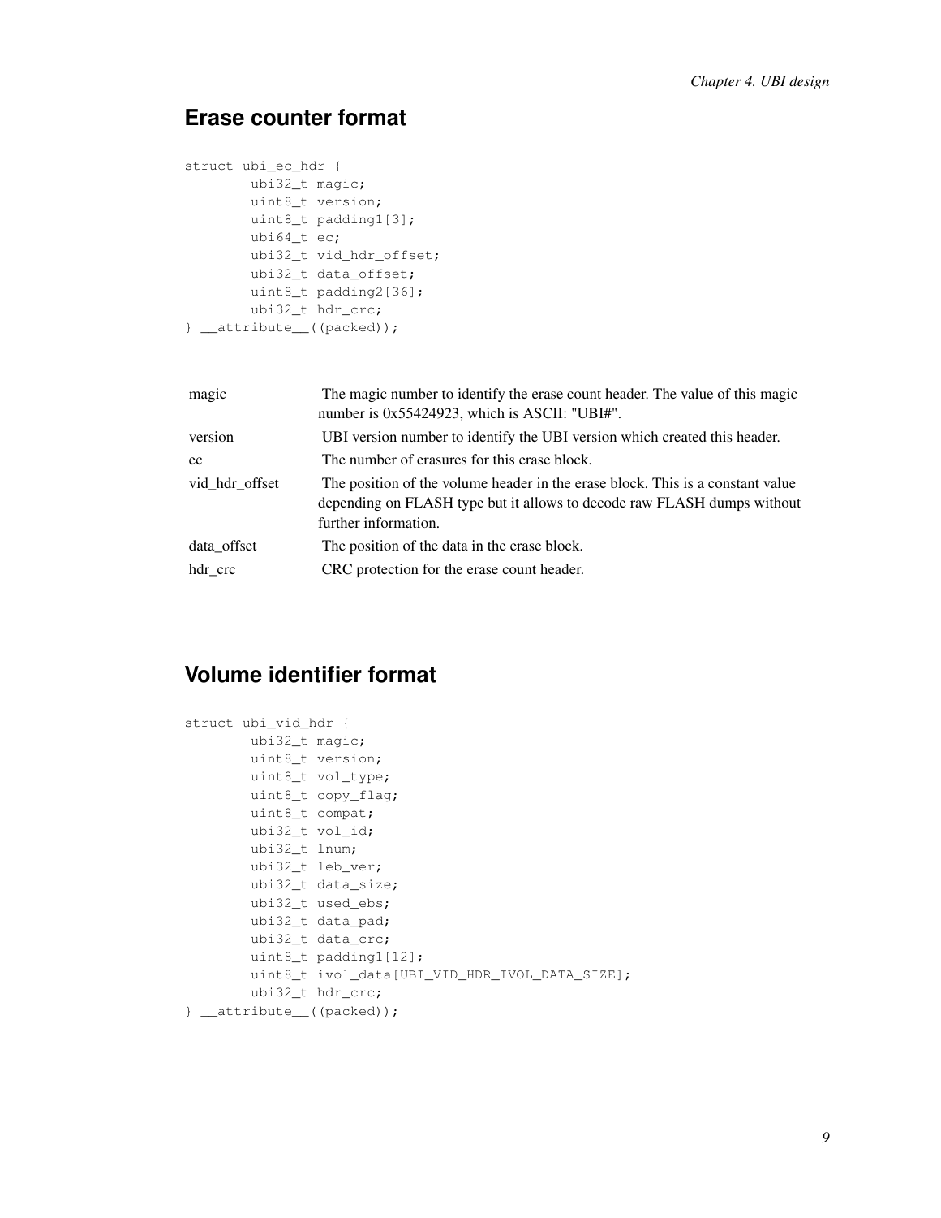## Erase counter format

```
struct ubi_ec_hdr {
        ubi32_t magic;
        uint8_t version;
        uint8_t padding1[3];
        ubi64_t ec;
        ubi32_t vid_hdr_offset;
        ubi32_t data_offset;
        uint8_t padding2[36];
        ubi32_t hdr_crc;
} __attribute__((packed));
```

| | |
|---|---|
| magic | The magic number to identify the erase count header. The value of this magic number is 0x55424923, which is ASCII: "UBI#". |
| version | UBI version number to identify the UBI version which created this header. |
| ec | The number of erasures for this erase block. |
| vid_hdr_offset | The position of the volume header in the erase block. This is a constant value depending on FLASH type but it allows to decode raw FLASH dumps without further information. |
| data_offset | The position of the data in the erase block. |
| hdr_crc | CRC protection for the erase count header. |

## Volume identifier format

```
struct ubi_vid_hdr {
        ubi32_t magic;
        uint8_t version;
        uint8_t vol_type;
        uint8_t copy_flag;
        uint8_t compat;
        ubi32_t vol_id;
        ubi32_t lnum;
        ubi32_t leb_ver;
        ubi32_t data_size;
        ubi32_t used_ebs;
        ubi32_t data_pad;
        ubi32_t data_crc;
        uint8_t padding1[12];
        uint8_t ivol_data[UBI_VID_HDR_IVOL_DATA_SIZE];
        ubi32_t hdr_crc;
} __attribute__((packed));
```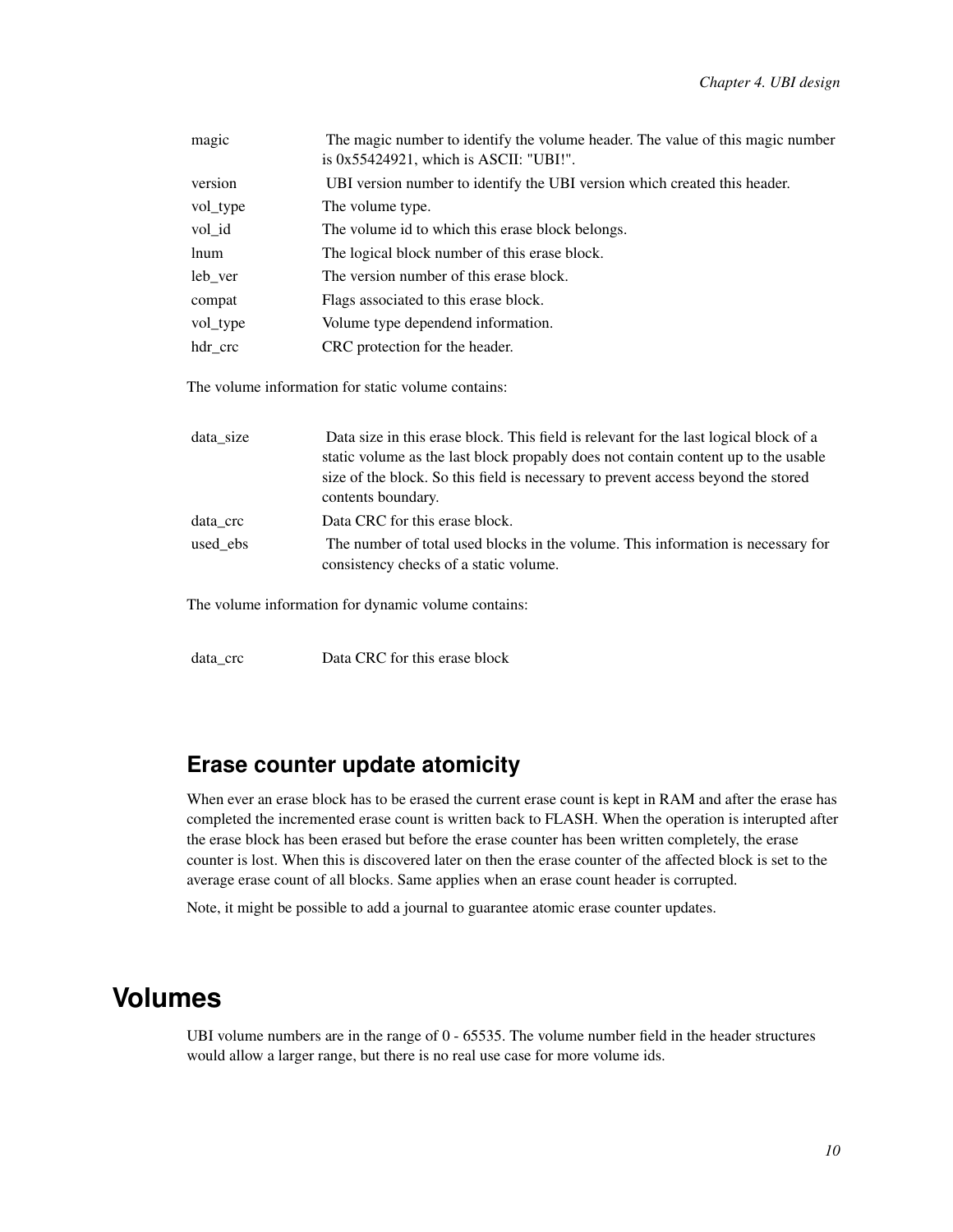| | |
|---|---|
| magic | The magic number to identify the volume header. The value of this magic number is 0x55424921, which is ASCII: "UBI!". |
| version | UBI version number to identify the UBI version which created this header. |
| vol_type | The volume type. |
| vol_id | The volume id to which this erase block belongs. |
| lnum | The logical block number of this erase block. |
| leb_ver | The version number of this erase block. |
| compat | Flags associated to this erase block. |
| vol_type | Volume type dependend information. |
| hdr_crc | CRC protection for the header. |

The volume information for static volume contains:

| | |
|---|---|
| data_size | Data size in this erase block. This field is relevant for the last logical block of a static volume as the last block propably does not contain content up to the usable size of the block. So this field is necessary to prevent access beyond the stored contents boundary. |
| data_crc | Data CRC for this erase block. |
| used_ebs | The number of total used blocks in the volume. This information is necessary for consistency checks of a static volume. |

The volume information for dynamic volume contains:

| | |
|---|---|
| data_crc | Data CRC for this erase block |

### Erase counter update atomicity

When ever an erase block has to be erased the current erase count is kept in RAM and after the erase has completed the incremented erase count is written back to FLASH. When the operation is interupted after the erase block has been erased but before the erase counter has been written completely, the erase counter is lost. When this is discovered later on then the erase counter of the affected block is set to the average erase count of all blocks. Same applies when an erase count header is corrupted.

Note, it might be possible to add a journal to guarantee atomic erase counter updates.

## Volumes

UBI volume numbers are in the range of 0 - 65535. The volume number field in the header structures would allow a larger range, but there is no real use case for more volume ids.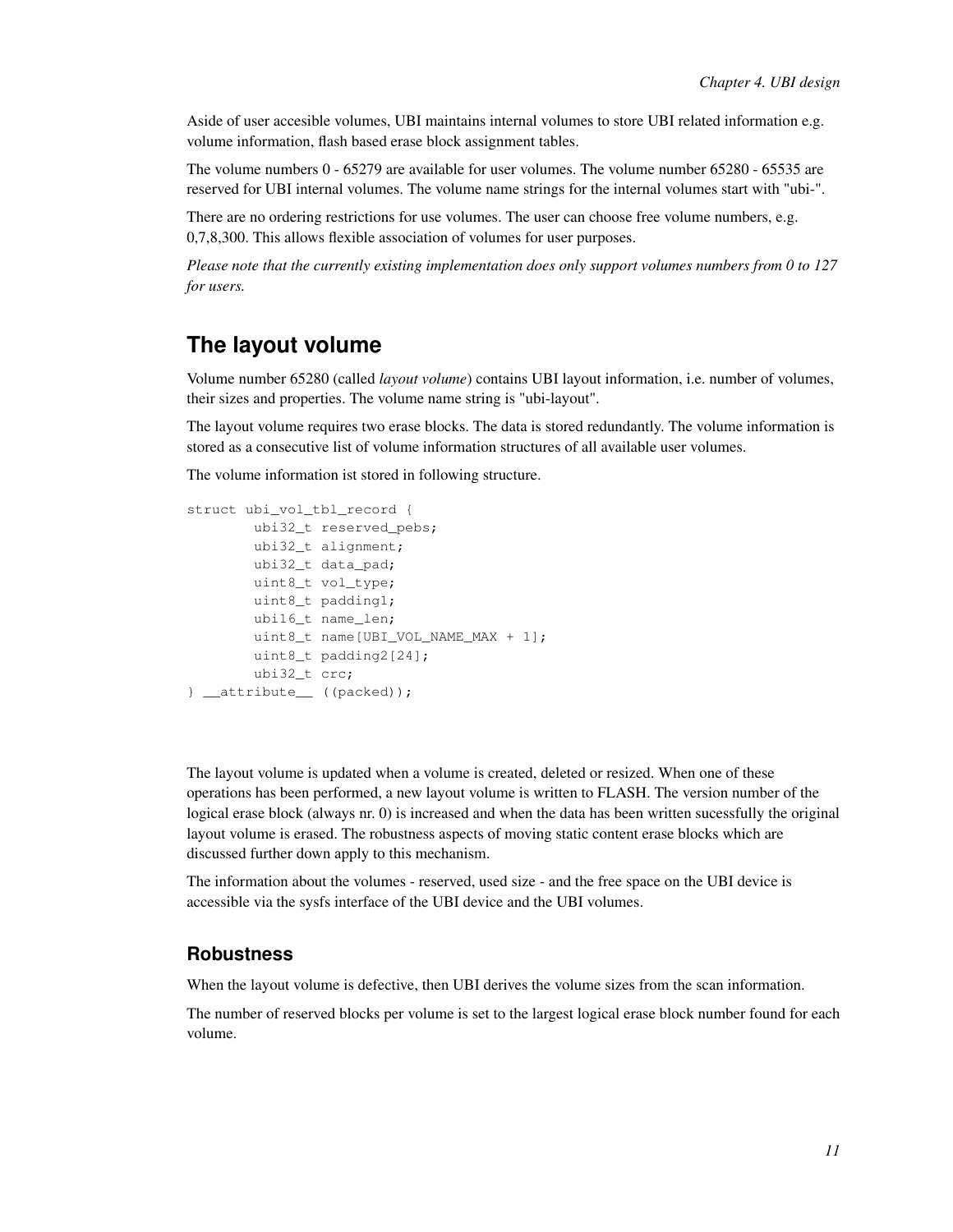Aside of user accesible volumes, UBI maintains internal volumes to store UBI related information e.g. volume information, flash based erase block assignment tables.

The volume numbers 0 - 65279 are available for user volumes. The volume number 65280 - 65535 are reserved for UBI internal volumes. The volume name strings for the internal volumes start with "ubi-".

There are no ordering restrictions for use volumes. The user can choose free volume numbers, e.g. 0,7,8,300. This allows flexible association of volumes for user purposes.

*Please note that the currently existing implementation does only support volumes numbers from 0 to 127 for users.*

## The layout volume

Volume number 65280 (called *layout volume*) contains UBI layout information, i.e. number of volumes, their sizes and properties. The volume name string is "ubi-layout".

The layout volume requires two erase blocks. The data is stored redundantly. The volume information is stored as a consecutive list of volume information structures of all available user volumes.

The volume information ist stored in following structure.

```
struct ubi_vol_tbl_record {
        ubi32_t reserved_pebs;
        ubi32_t alignment;
        ubi32_t data_pad;
        uint8_t vol_type;
        uint8_t padding1;
        ubi16_t name_len;
        uint8_t name[UBI_VOL_NAME_MAX + 1];
        uint8_t padding2[24];
        ubi32_t crc;
} __attribute__ ((packed));
```

The layout volume is updated when a volume is created, deleted or resized. When one of these operations has been performed, a new layout volume is written to FLASH. The version number of the logical erase block (always nr. 0) is increased and when the data has been written sucessfully the original layout volume is erased. The robustness aspects of moving static content erase blocks which are discussed further down apply to this mechanism.

The information about the volumes - reserved, used size - and the free space on the UBI device is accessible via the sysfs interface of the UBI device and the UBI volumes.

### Robustness

When the layout volume is defective, then UBI derives the volume sizes from the scan information.

The number of reserved blocks per volume is set to the largest logical erase block number found for each volume.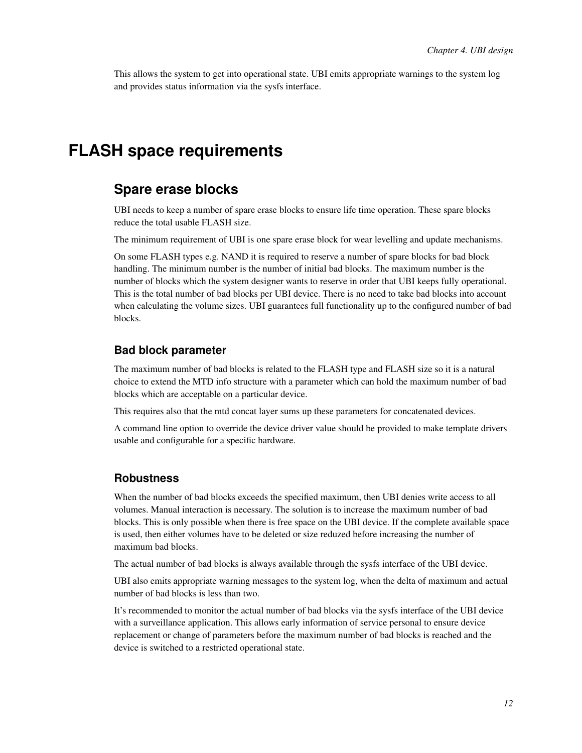This allows the system to get into operational state. UBI emits appropriate warnings to the system log and provides status information via the sysfs interface.

# FLASH space requirements

## Spare erase blocks

UBI needs to keep a number of spare erase blocks to ensure life time operation. These spare blocks reduce the total usable FLASH size.

The minimum requirement of UBI is one spare erase block for wear levelling and update mechanisms.

On some FLASH types e.g. NAND it is required to reserve a number of spare blocks for bad block handling. The minimum number is the number of initial bad blocks. The maximum number is the number of blocks which the system designer wants to reserve in order that UBI keeps fully operational. This is the total number of bad blocks per UBI device. There is no need to take bad blocks into account when calculating the volume sizes. UBI guarantees full functionality up to the configured number of bad blocks.

### Bad block parameter

The maximum number of bad blocks is related to the FLASH type and FLASH size so it is a natural choice to extend the MTD info structure with a parameter which can hold the maximum number of bad blocks which are acceptable on a particular device.

This requires also that the mtd concat layer sums up these parameters for concatenated devices.

A command line option to override the device driver value should be provided to make template drivers usable and configurable for a specific hardware.

### Robustness

When the number of bad blocks exceeds the specified maximum, then UBI denies write access to all volumes. Manual interaction is necessary. The solution is to increase the maximum number of bad blocks. This is only possible when there is free space on the UBI device. If the complete available space is used, then either volumes have to be deleted or size reduzed before increasing the number of maximum bad blocks.

The actual number of bad blocks is always available through the sysfs interface of the UBI device.

UBI also emits appropriate warning messages to the system log, when the delta of maximum and actual number of bad blocks is less than two.

It's recommended to monitor the actual number of bad blocks via the sysfs interface of the UBI device with a surveillance application. This allows early information of service personal to ensure device replacement or change of parameters before the maximum number of bad blocks is reached and the device is switched to a restricted operational state.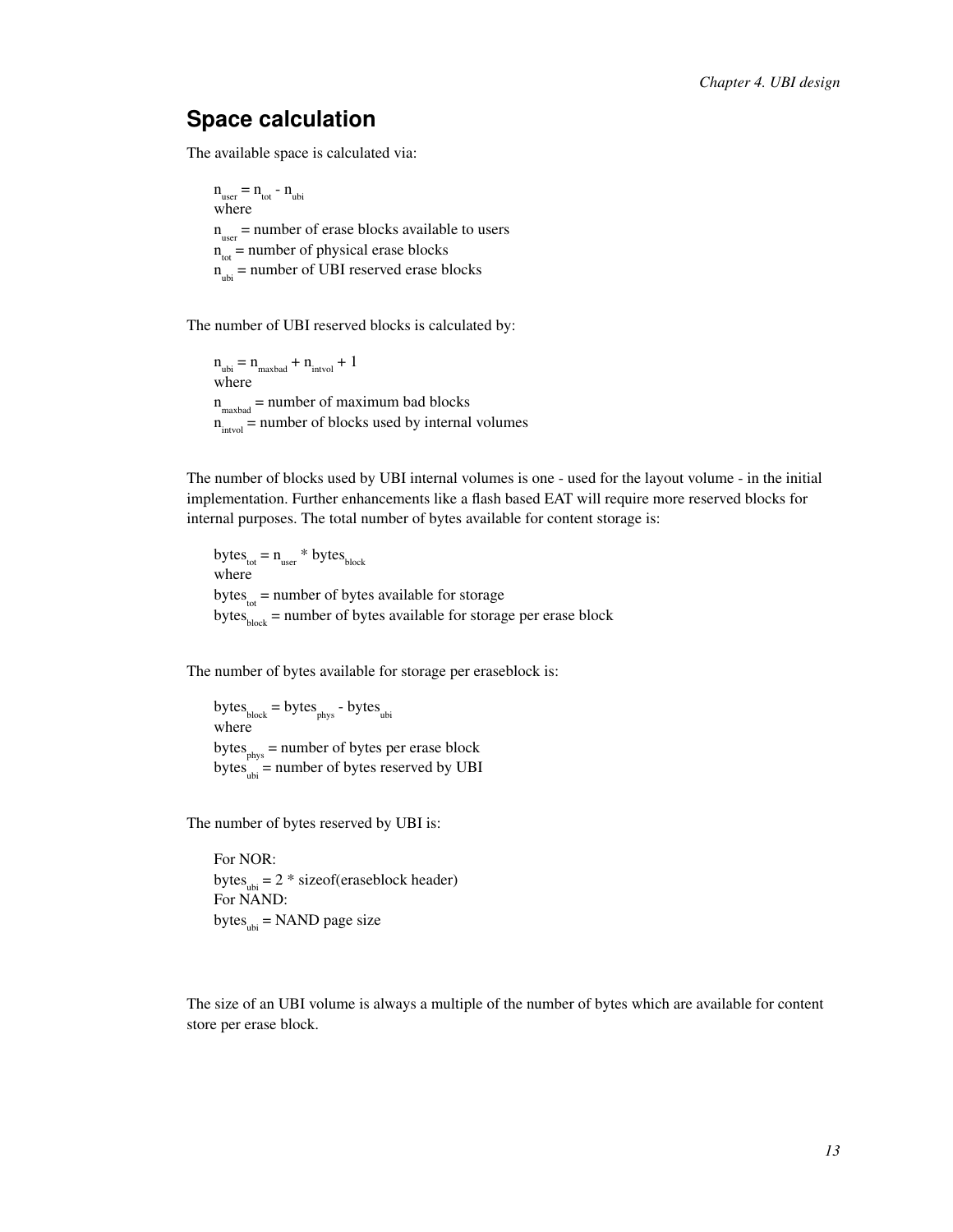## Space calculation

The available space is calculated via:

$n_{user} = n_{tot} - n_{ubi}$
where
$n_{user}$ = number of erase blocks available to users
$n_{tot}$ = number of physical erase blocks
$n_{ubi}$ = number of UBI reserved erase blocks

The number of UBI reserved blocks is calculated by:

$n_{ubi} = n_{maxbad} + n_{intvol} + 1$
where
$n_{maxbad}$ = number of maximum bad blocks
$n_{intvol}$ = number of blocks used by internal volumes

The number of blocks used by UBI internal volumes is one - used for the layout volume - in the initial implementation. Further enhancements like a flash based EAT will require more reserved blocks for internal purposes. The total number of bytes available for content storage is:

$bytes_{tot} = n_{user} * bytes_{block}$
where
$bytes_{tot}$ = number of bytes available for storage
$bytes_{block}$ = number of bytes available for storage per erase block

The number of bytes available for storage per eraseblock is:

$bytes_{block} = bytes_{phys} - bytes_{ubi}$
where
$bytes_{phys}$ = number of bytes per erase block
$bytes_{ubi}$ = number of bytes reserved by UBI

The number of bytes reserved by UBI is:

For NOR:
$bytes_{ubi}$ = 2 * sizeof(eraseblock header)
For NAND:
$bytes_{ubi}$ = NAND page size

The size of an UBI volume is always a multiple of the number of bytes which are available for content store per erase block.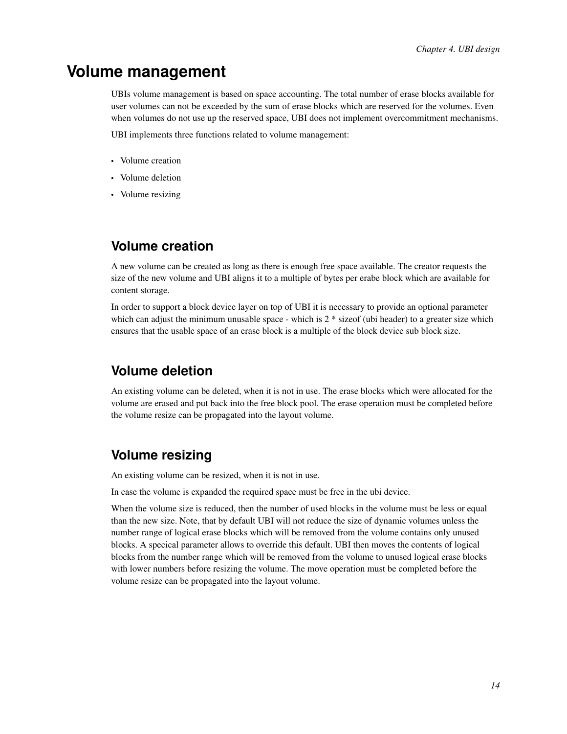# Volume management

UBIs volume management is based on space accounting. The total number of erase blocks available for user volumes can not be exceeded by the sum of erase blocks which are reserved for the volumes. Even when volumes do not use up the reserved space, UBI does not implement overcommitment mechanisms.

UBI implements three functions related to volume management:

- Volume creation
- Volume deletion
- Volume resizing

## Volume creation

A new volume can be created as long as there is enough free space available. The creator requests the size of the new volume and UBI aligns it to a multiple of bytes per erabe block which are available for content storage.

In order to support a block device layer on top of UBI it is necessary to provide an optional parameter which can adjust the minimum unusable space - which is 2 * sizeof (ubi header) to a greater size which ensures that the usable space of an erase block is a multiple of the block device sub block size.

## Volume deletion

An existing volume can be deleted, when it is not in use. The erase blocks which were allocated for the volume are erased and put back into the free block pool. The erase operation must be completed before the volume resize can be propagated into the layout volume.

## Volume resizing

An existing volume can be resized, when it is not in use.

In case the volume is expanded the required space must be free in the ubi device.

When the volume size is reduced, then the number of used blocks in the volume must be less or equal than the new size. Note, that by default UBI will not reduce the size of dynamic volumes unless the number range of logical erase blocks which will be removed from the volume contains only unused blocks. A specical parameter allows to override this default. UBI then moves the contents of logical blocks from the number range which will be removed from the volume to unused logical erase blocks with lower numbers before resizing the volume. The move operation must be completed before the volume resize can be propagated into the layout volume.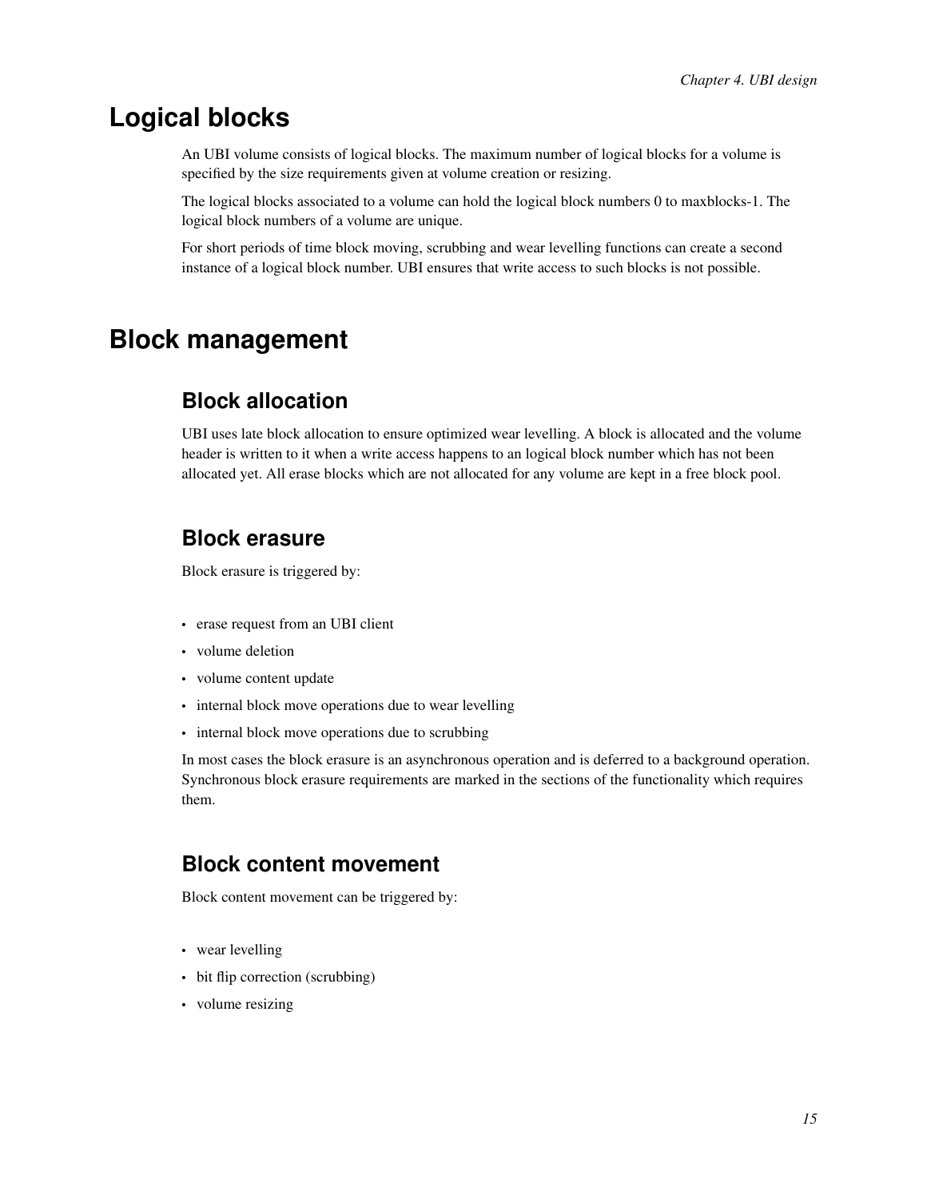# Logical blocks

An UBI volume consists of logical blocks. The maximum number of logical blocks for a volume is specified by the size requirements given at volume creation or resizing.

The logical blocks associated to a volume can hold the logical block numbers 0 to maxblocks-1. The logical block numbers of a volume are unique.

For short periods of time block moving, scrubbing and wear levelling functions can create a second instance of a logical block number. UBI ensures that write access to such blocks is not possible.

# Block management

## Block allocation

UBI uses late block allocation to ensure optimized wear levelling. A block is allocated and the volume header is written to it when a write access happens to an logical block number which has not been allocated yet. All erase blocks which are not allocated for any volume are kept in a free block pool.

## Block erasure

Block erasure is triggered by:

- erase request from an UBI client
- volume deletion
- volume content update
- internal block move operations due to wear levelling
- internal block move operations due to scrubbing

In most cases the block erasure is an asynchronous operation and is deferred to a background operation. Synchronous block erasure requirements are marked in the sections of the functionality which requires them.

## Block content movement

Block content movement can be triggered by:

- wear levelling
- bit flip correction (scrubbing)
- volume resizing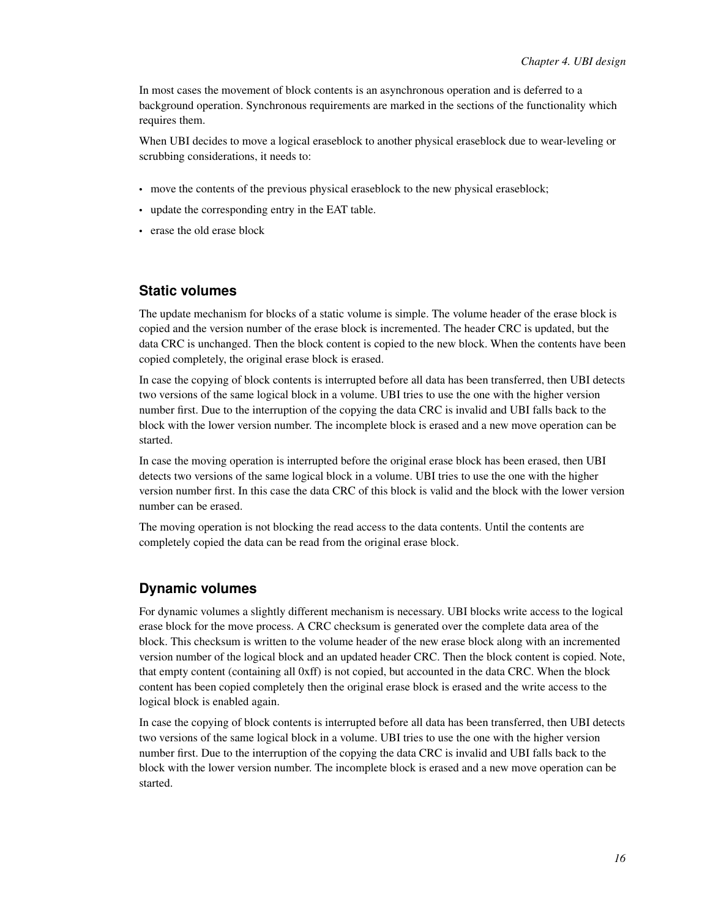In most cases the movement of block contents is an asynchronous operation and is deferred to a background operation. Synchronous requirements are marked in the sections of the functionality which requires them.

When UBI decides to move a logical eraseblock to another physical eraseblock due to wear-leveling or scrubbing considerations, it needs to:

- move the contents of the previous physical eraseblock to the new physical eraseblock;
- update the corresponding entry in the EAT table.
- erase the old erase block

## Static volumes

The update mechanism for blocks of a static volume is simple. The volume header of the erase block is copied and the version number of the erase block is incremented. The header CRC is updated, but the data CRC is unchanged. Then the block content is copied to the new block. When the contents have been copied completely, the original erase block is erased.

In case the copying of block contents is interrupted before all data has been transferred, then UBI detects two versions of the same logical block in a volume. UBI tries to use the one with the higher version number first. Due to the interruption of the copying the data CRC is invalid and UBI falls back to the block with the lower version number. The incomplete block is erased and a new move operation can be started.

In case the moving operation is interrupted before the original erase block has been erased, then UBI detects two versions of the same logical block in a volume. UBI tries to use the one with the higher version number first. In this case the data CRC of this block is valid and the block with the lower version number can be erased.

The moving operation is not blocking the read access to the data contents. Until the contents are completely copied the data can be read from the original erase block.

## Dynamic volumes

For dynamic volumes a slightly different mechanism is necessary. UBI blocks write access to the logical erase block for the move process. A CRC checksum is generated over the complete data area of the block. This checksum is written to the volume header of the new erase block along with an incremented version number of the logical block and an updated header CRC. Then the block content is copied. Note, that empty content (containing all 0xff) is not copied, but accounted in the data CRC. When the block content has been copied completely then the original erase block is erased and the write access to the logical block is enabled again.

In case the copying of block contents is interrupted before all data has been transferred, then UBI detects two versions of the same logical block in a volume. UBI tries to use the one with the higher version number first. Due to the interruption of the copying the data CRC is invalid and UBI falls back to the block with the lower version number. The incomplete block is erased and a new move operation can be started.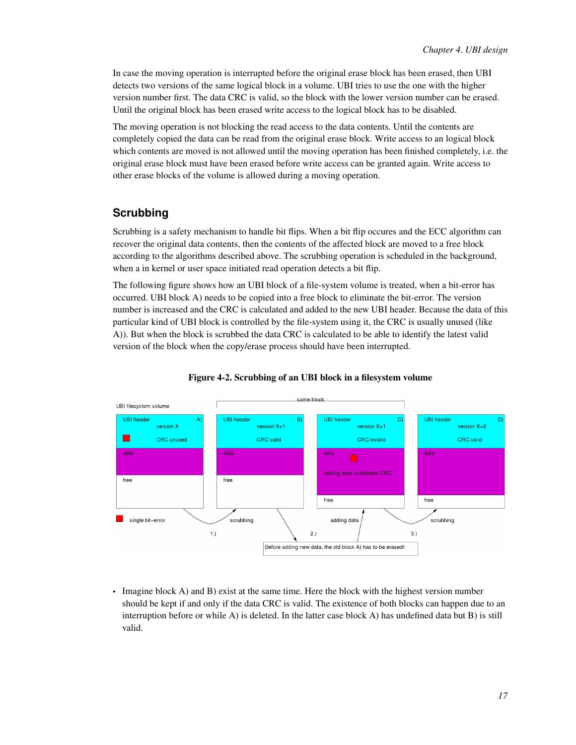In case the moving operation is interrupted before the original erase block has been erased, then UBI detects two versions of the same logical block in a volume. UBI tries to use the one with the higher version number first. The data CRC is valid, so the block with the lower version number can be erased. Until the original block has been erased write access to the logical block has to be disabled.

The moving operation is not blocking the read access to the data contents. Until the contents are completely copied the data can be read from the original erase block. Write access to an logical block which contents are moved is not allowed until the moving operation has been finished completely, i.e. the original erase block must have been erased before write access can be granted again. Write access to other erase blocks of the volume is allowed during a moving operation.

## Scrubbing

Scrubbing is a safety mechanism to handle bit flips. When a bit flip occures and the ECC algorithm can recover the original data contents, then the contents of the affected block are moved to a free block according to the algorithms described above. The scrubbing operation is scheduled in the background, when a in kernel or user space initiated read operation detects a bit flip.

The following figure shows how an UBI block of a file-system volume is treated, when a bit-error has occurred. UBI block A) needs to be copied into a free block to eliminate the bit-error. The version number is increased and the CRC is calculated and added to the new UBI header. Because the data of this particular kind of UBI block is controlled by the file-system using it, the CRC is usually unused (like A)). But when the block is scrubbed the data CRC is calculated to be able to identify the latest valid version of the block when the copy/erase process should have been interrupted.

**Figure 4-2. Scrubbing of an UBI block in a filesystem volume**

- Imagine block A) and B) exist at the same time. Here the block with the highest version number should be kept if and only if the data CRC is valid. The existence of both blocks can happen due to an interruption before or while A) is deleted. In the latter case block A) has undefined data but B) is still valid.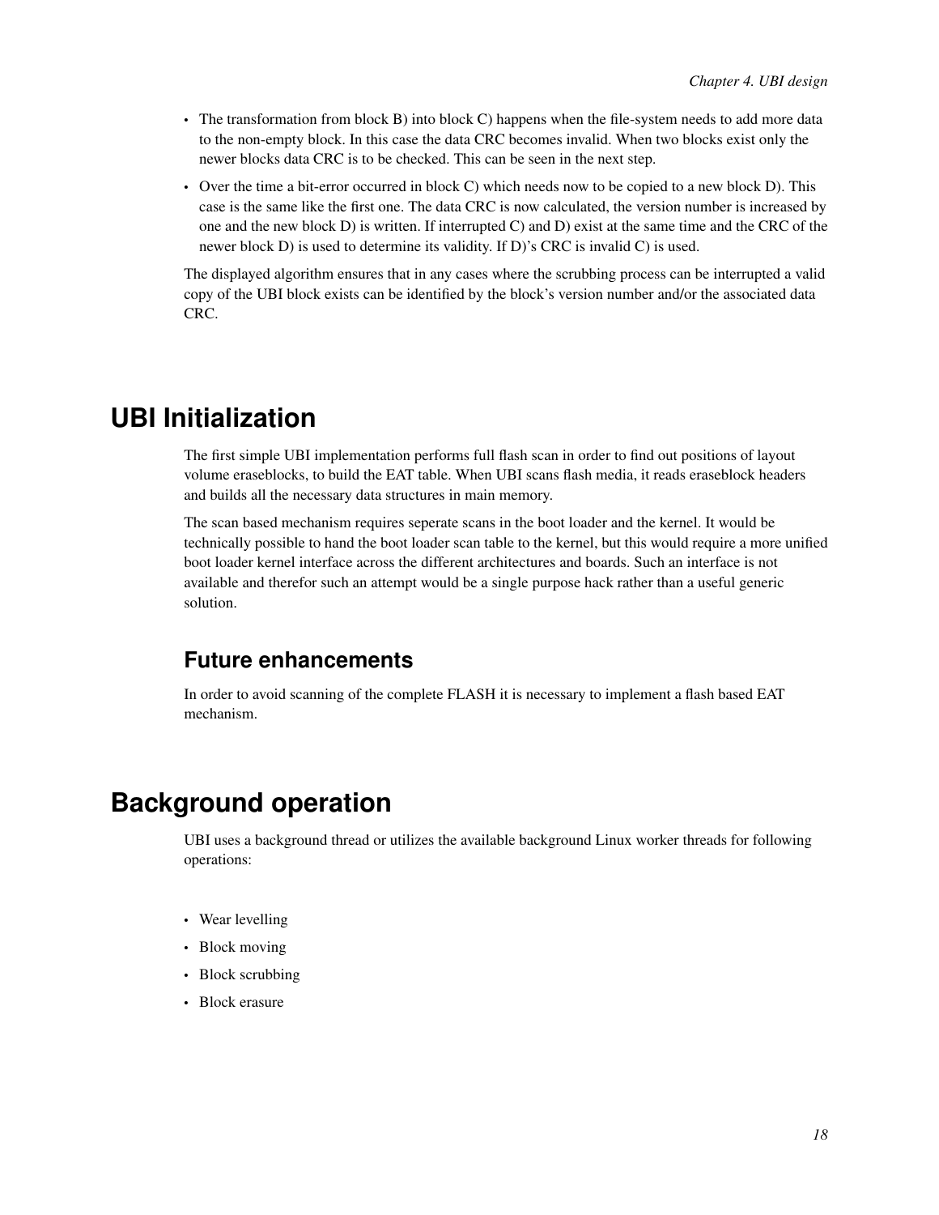- The transformation from block B) into block C) happens when the file-system needs to add more data to the non-empty block. In this case the data CRC becomes invalid. When two blocks exist only the newer blocks data CRC is to be checked. This can be seen in the next step.
- Over the time a bit-error occurred in block C) which needs now to be copied to a new block D). This case is the same like the first one. The data CRC is now calculated, the version number is increased by one and the new block D) is written. If interrupted C) and D) exist at the same time and the CRC of the newer block D) is used to determine its validity. If D)'s CRC is invalid C) is used.

The displayed algorithm ensures that in any cases where the scrubbing process can be interrupted a valid copy of the UBI block exists can be identified by the block's version number and/or the associated data CRC.

# UBI Initialization

The first simple UBI implementation performs full flash scan in order to find out positions of layout volume eraseblocks, to build the EAT table. When UBI scans flash media, it reads eraseblock headers and builds all the necessary data structures in main memory.

The scan based mechanism requires seperate scans in the boot loader and the kernel. It would be technically possible to hand the boot loader scan table to the kernel, but this would require a more unified boot loader kernel interface across the different architectures and boards. Such an interface is not available and therefor such an attempt would be a single purpose hack rather than a useful generic solution.

## Future enhancements

In order to avoid scanning of the complete FLASH it is necessary to implement a flash based EAT mechanism.

# Background operation

UBI uses a background thread or utilizes the available background Linux worker threads for following operations:

- Wear levelling
- Block moving
- Block scrubbing
- Block erasure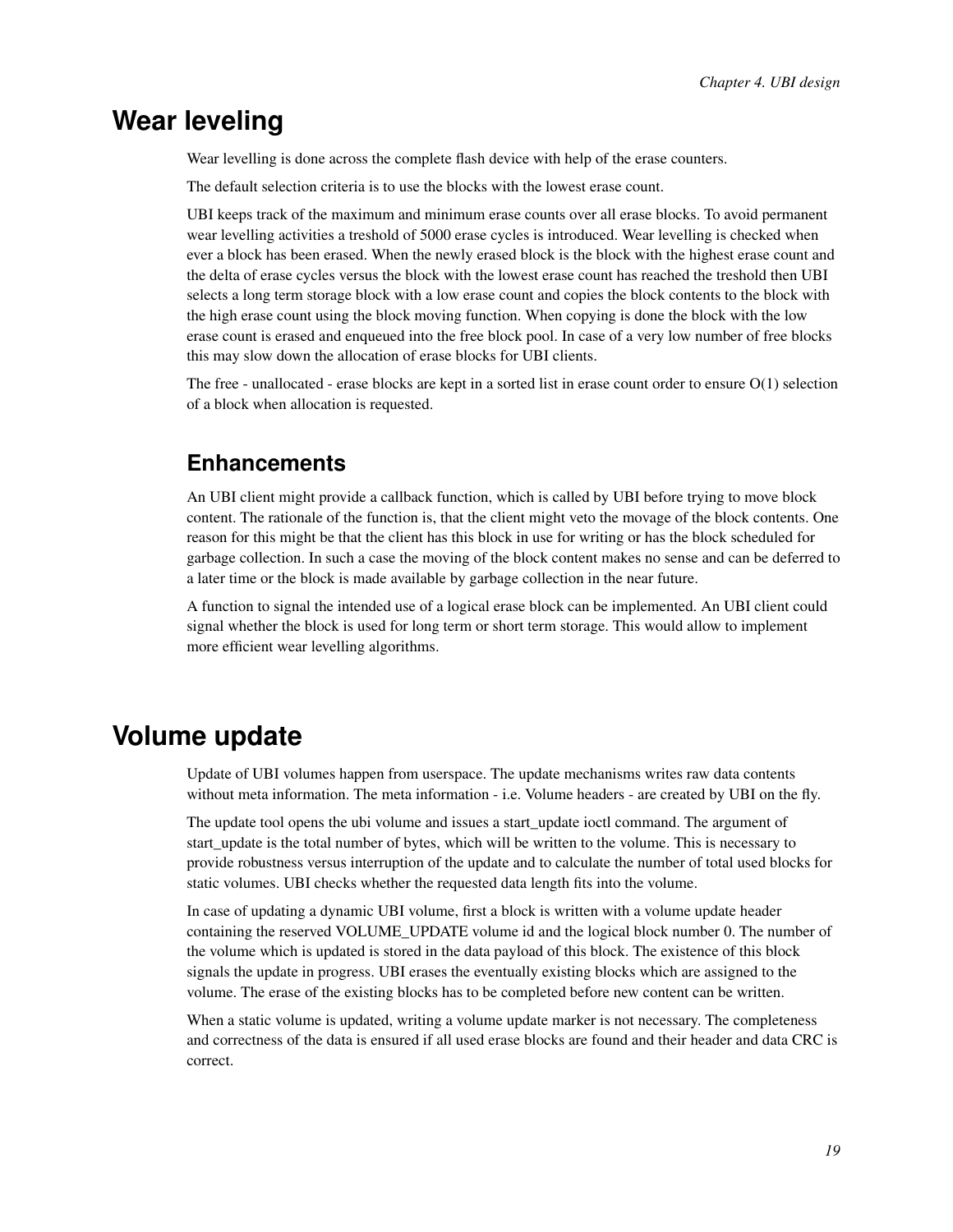# Wear leveling

Wear levelling is done across the complete flash device with help of the erase counters.

The default selection criteria is to use the blocks with the lowest erase count.

UBI keeps track of the maximum and minimum erase counts over all erase blocks. To avoid permanent wear levelling activities a treshold of 5000 erase cycles is introduced. Wear levelling is checked when ever a block has been erased. When the newly erased block is the block with the highest erase count and the delta of erase cycles versus the block with the lowest erase count has reached the treshold then UBI selects a long term storage block with a low erase count and copies the block contents to the block with the high erase count using the block moving function. When copying is done the block with the low erase count is erased and enqueued into the free block pool. In case of a very low number of free blocks this may slow down the allocation of erase blocks for UBI clients.

The free - unallocated - erase blocks are kept in a sorted list in erase count order to ensure O(1) selection of a block when allocation is requested.

## Enhancements

An UBI client might provide a callback function, which is called by UBI before trying to move block content. The rationale of the function is, that the client might veto the movage of the block contents. One reason for this might be that the client has this block in use for writing or has the block scheduled for garbage collection. In such a case the moving of the block content makes no sense and can be deferred to a later time or the block is made available by garbage collection in the near future.

A function to signal the intended use of a logical erase block can be implemented. An UBI client could signal whether the block is used for long term or short term storage. This would allow to implement more efficient wear levelling algorithms.

# Volume update

Update of UBI volumes happen from userspace. The update mechanisms writes raw data contents without meta information. The meta information - i.e. Volume headers - are created by UBI on the fly.

The update tool opens the ubi volume and issues a start_update ioctl command. The argument of start_update is the total number of bytes, which will be written to the volume. This is necessary to provide robustness versus interruption of the update and to calculate the number of total used blocks for static volumes. UBI checks whether the requested data length fits into the volume.

In case of updating a dynamic UBI volume, first a block is written with a volume update header containing the reserved VOLUME_UPDATE volume id and the logical block number 0. The number of the volume which is updated is stored in the data payload of this block. The existence of this block signals the update in progress. UBI erases the eventually existing blocks which are assigned to the volume. The erase of the existing blocks has to be completed before new content can be written.

When a static volume is updated, writing a volume update marker is not necessary. The completeness and correctness of the data is ensured if all used erase blocks are found and their header and data CRC is correct.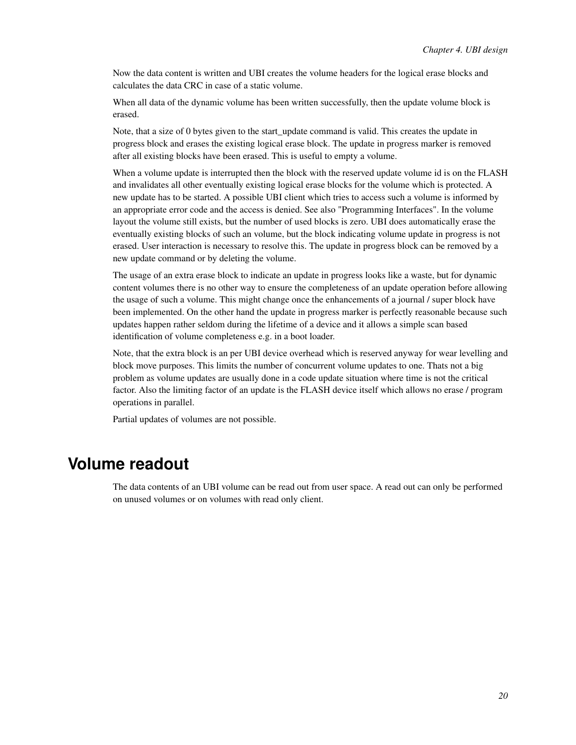Now the data content is written and UBI creates the volume headers for the logical erase blocks and calculates the data CRC in case of a static volume.

When all data of the dynamic volume has been written successfully, then the update volume block is erased.

Note, that a size of 0 bytes given to the start_update command is valid. This creates the update in progress block and erases the existing logical erase block. The update in progress marker is removed after all existing blocks have been erased. This is useful to empty a volume.

When a volume update is interrupted then the block with the reserved update volume id is on the FLASH and invalidates all other eventually existing logical erase blocks for the volume which is protected. A new update has to be started. A possible UBI client which tries to access such a volume is informed by an appropriate error code and the access is denied. See also "Programming Interfaces". In the volume layout the volume still exists, but the number of used blocks is zero. UBI does automatically erase the eventually existing blocks of such an volume, but the block indicating volume update in progress is not erased. User interaction is necessary to resolve this. The update in progress block can be removed by a new update command or by deleting the volume.

The usage of an extra erase block to indicate an update in progress looks like a waste, but for dynamic content volumes there is no other way to ensure the completeness of an update operation before allowing the usage of such a volume. This might change once the enhancements of a journal / super block have been implemented. On the other hand the update in progress marker is perfectly reasonable because such updates happen rather seldom during the lifetime of a device and it allows a simple scan based identification of volume completeness e.g. in a boot loader.

Note, that the extra block is an per UBI device overhead which is reserved anyway for wear levelling and block move purposes. This limits the number of concurrent volume updates to one. Thats not a big problem as volume updates are usually done in a code update situation where time is not the critical factor. Also the limiting factor of an update is the FLASH device itself which allows no erase / program operations in parallel.

Partial updates of volumes are not possible.

## Volume readout

The data contents of an UBI volume can be read out from user space. A read out can only be performed on unused volumes or on volumes with read only client.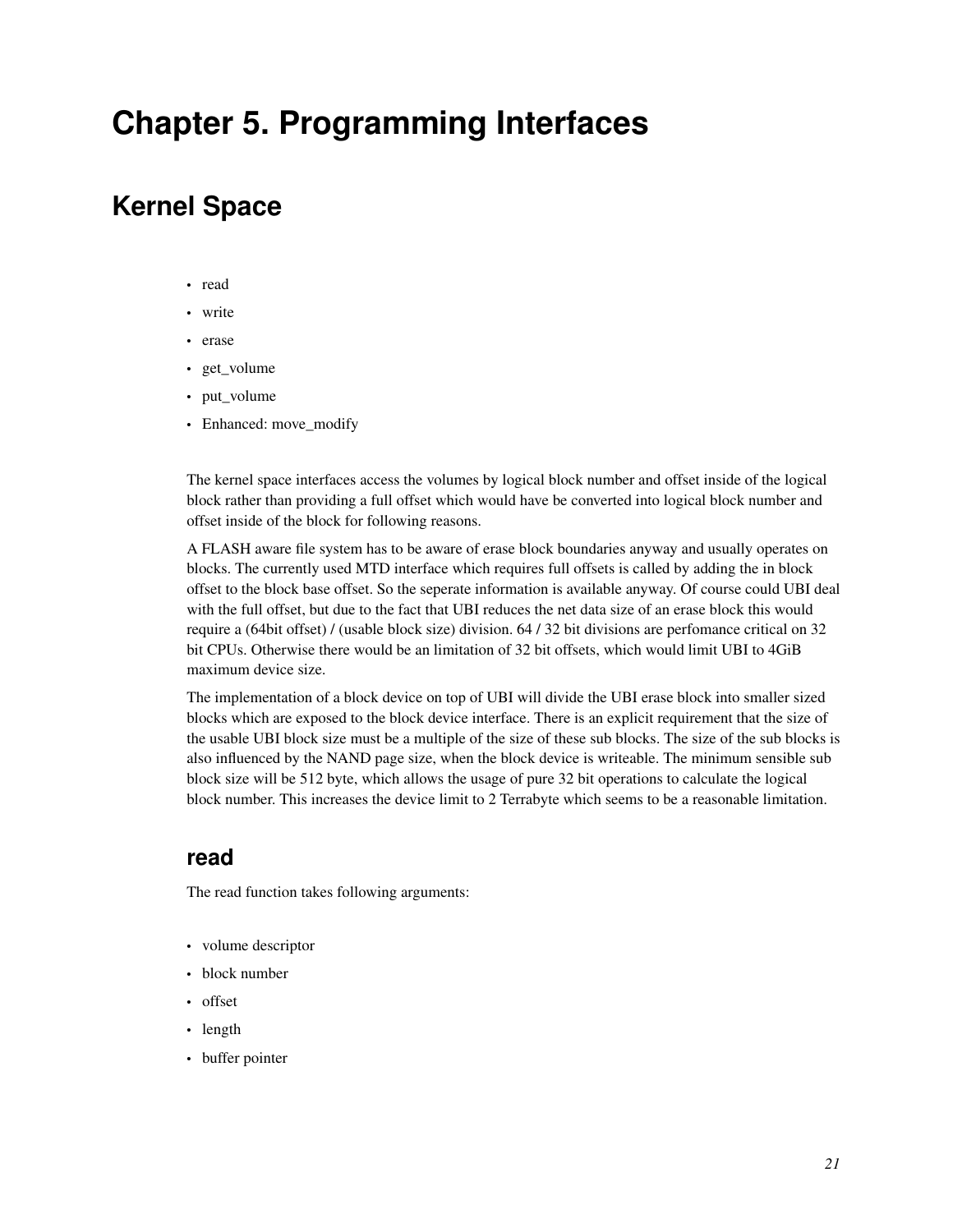# Chapter 5. Programming Interfaces

## Kernel Space

- read
- write
- erase
- get_volume
- put_volume
- Enhanced: move_modify

The kernel space interfaces access the volumes by logical block number and offset inside of the logical block rather than providing a full offset which would have be converted into logical block number and offset inside of the block for following reasons.

A FLASH aware file system has to be aware of erase block boundaries anyway and usually operates on blocks. The currently used MTD interface which requires full offsets is called by adding the in block offset to the block base offset. So the seperate information is available anyway. Of course could UBI deal with the full offset, but due to the fact that UBI reduces the net data size of an erase block this would require a (64bit offset) / (usable block size) division. 64 / 32 bit divisions are perfomance critical on 32 bit CPUs. Otherwise there would be an limitation of 32 bit offsets, which would limit UBI to 4GiB maximum device size.

The implementation of a block device on top of UBI will divide the UBI erase block into smaller sized blocks which are exposed to the block device interface. There is an explicit requirement that the size of the usable UBI block size must be a multiple of the size of these sub blocks. The size of the sub blocks is also influenced by the NAND page size, when the block device is writeable. The minimum sensible sub block size will be 512 byte, which allows the usage of pure 32 bit operations to calculate the logical block number. This increases the device limit to 2 Terrabyte which seems to be a reasonable limitation.

### read

The read function takes following arguments:

- volume descriptor
- block number
- offset
- length
- buffer pointer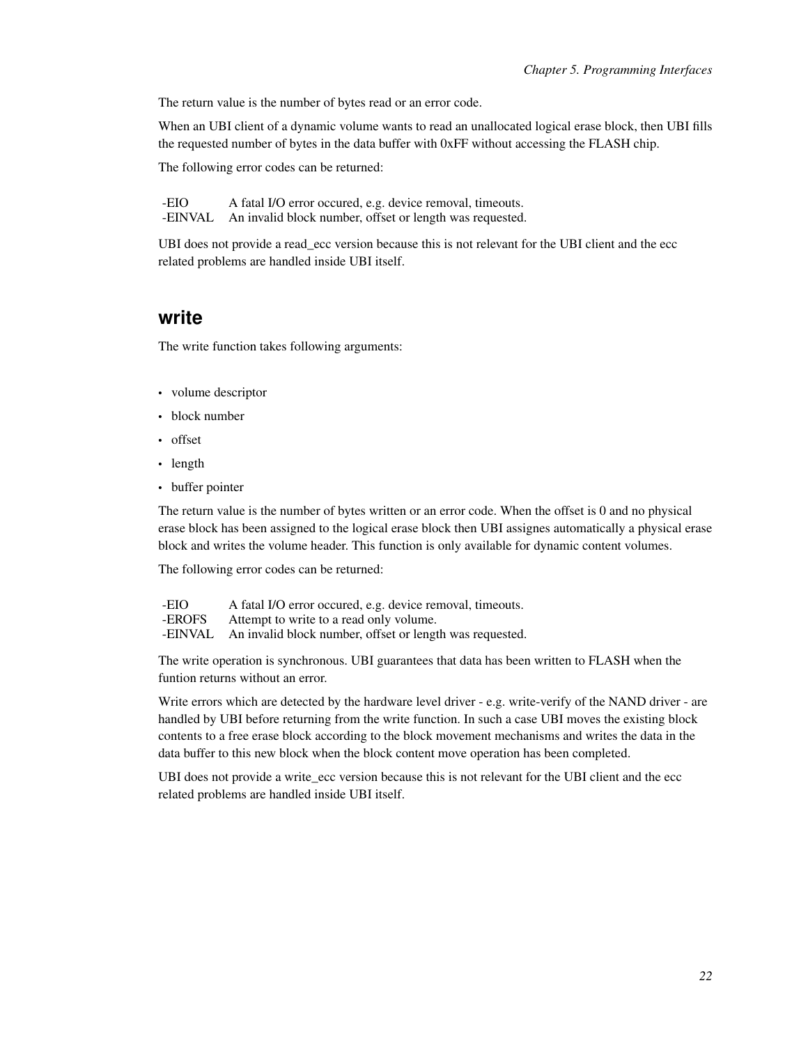The return value is the number of bytes read or an error code.

When an UBI client of a dynamic volume wants to read an unallocated logical erase block, then UBI fills the requested number of bytes in the data buffer with 0xFF without accessing the FLASH chip.

The following error codes can be returned:

| | |
|---|---|
| -EIO | A fatal I/O error occured, e.g. device removal, timeouts. |
| -EINVAL | An invalid block number, offset or length was requested. |

UBI does not provide a read_ecc version because this is not relevant for the UBI client and the ecc related problems are handled inside UBI itself.

## write

The write function takes following arguments:

- volume descriptor
- block number
- offset
- length
- buffer pointer

The return value is the number of bytes written or an error code. When the offset is 0 and no physical erase block has been assigned to the logical erase block then UBI assignes automatically a physical erase block and writes the volume header. This function is only available for dynamic content volumes.

The following error codes can be returned:

| | |
|---|---|
| -EIO | A fatal I/O error occured, e.g. device removal, timeouts. |
| -EROFS | Attempt to write to a read only volume. |
| -EINVAL | An invalid block number, offset or length was requested. |

The write operation is synchronous. UBI guarantees that data has been written to FLASH when the funtion returns without an error.

Write errors which are detected by the hardware level driver - e.g. write-verify of the NAND driver - are handled by UBI before returning from the write function. In such a case UBI moves the existing block contents to a free erase block according to the block movement mechanisms and writes the data in the data buffer to this new block when the block content move operation has been completed.

UBI does not provide a write_ecc version because this is not relevant for the UBI client and the ecc related problems are handled inside UBI itself.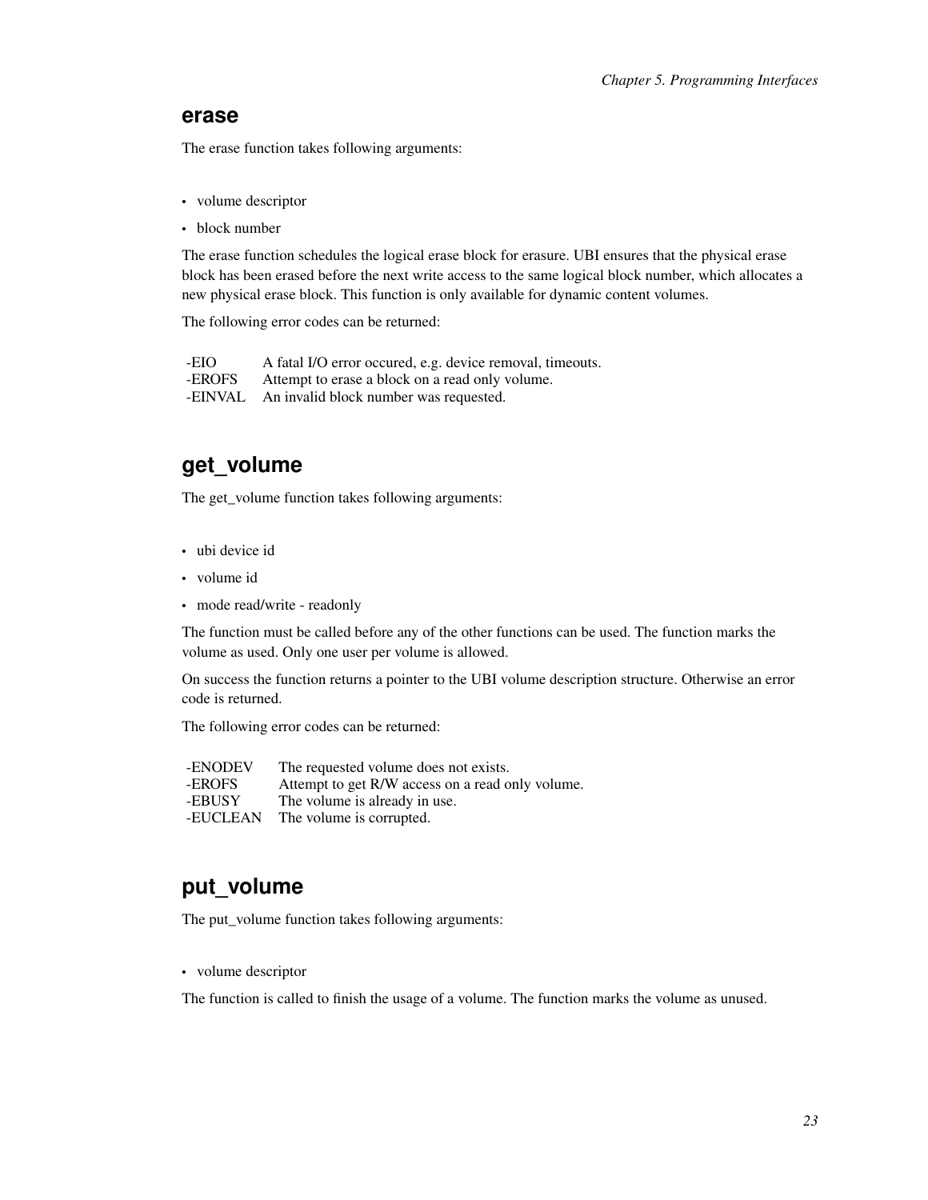## erase

The erase function takes following arguments:

- volume descriptor
- block number

The erase function schedules the logical erase block for erasure. UBI ensures that the physical erase block has been erased before the next write access to the same logical block number, which allocates a new physical erase block. This function is only available for dynamic content volumes.

The following error codes can be returned:

| | |
|---|---|
| -EIO | A fatal I/O error occured, e.g. device removal, timeouts. |
| -EROFS | Attempt to erase a block on a read only volume. |
| -EINVAL | An invalid block number was requested. |

## get_volume

The get_volume function takes following arguments:

- ubi device id
- volume id
- mode read/write - readonly

The function must be called before any of the other functions can be used. The function marks the volume as used. Only one user per volume is allowed.

On success the function returns a pointer to the UBI volume description structure. Otherwise an error code is returned.

The following error codes can be returned:

| | |
|---|---|
| -ENODEV | The requested volume does not exists. |
| -EROFS | Attempt to get R/W access on a read only volume. |
| -EBUSY | The volume is already in use. |
| -EUCLEAN | The volume is corrupted. |

## put_volume

The put_volume function takes following arguments:

- volume descriptor

The function is called to finish the usage of a volume. The function marks the volume as unused.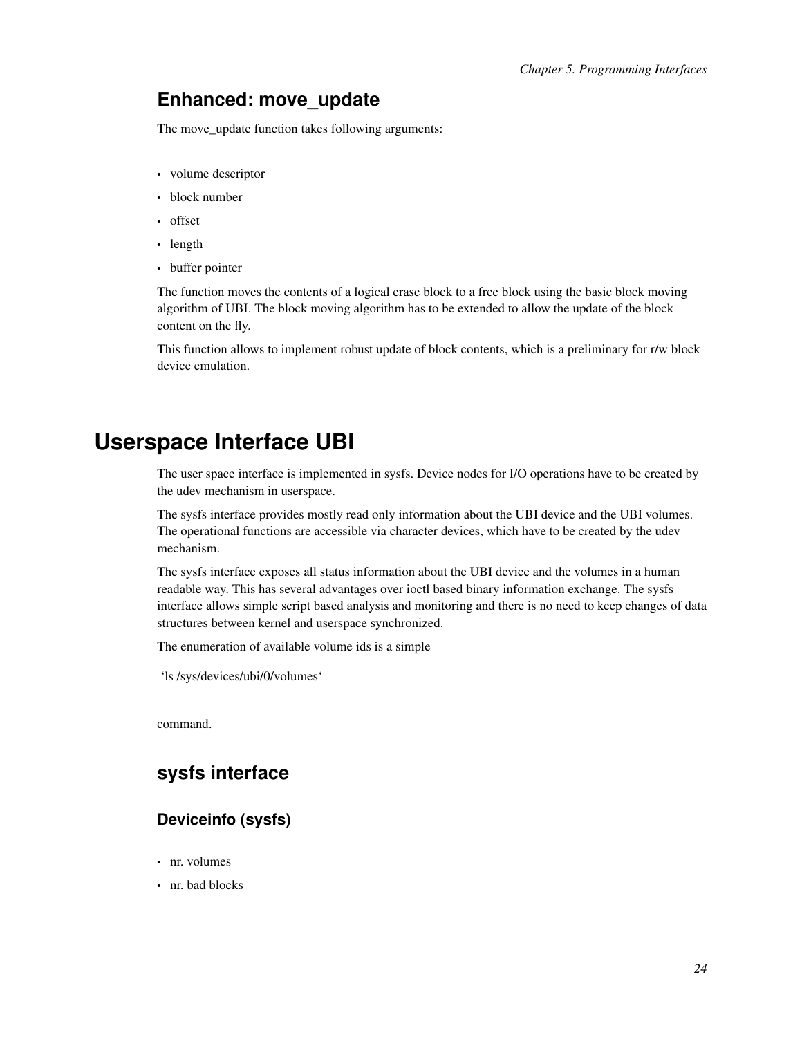### Enhanced: move_update

The move_update function takes following arguments:

- volume descriptor
- block number
- offset
- length
- buffer pointer

The function moves the contents of a logical erase block to a free block using the basic block moving algorithm of UBI. The block moving algorithm has to be extended to allow the update of the block content on the fly.

This function allows to implement robust update of block contents, which is a preliminary for r/w block device emulation.

# Userspace Interface UBI

The user space interface is implemented in sysfs. Device nodes for I/O operations have to be created by the udev mechanism in userspace.

The sysfs interface provides mostly read only information about the UBI device and the UBI volumes. The operational functions are accessible via character devices, which have to be created by the udev mechanism.

The sysfs interface exposes all status information about the UBI device and the volumes in a human readable way. This has several advantages over ioctl based binary information exchange. The sysfs interface allows simple script based analysis and monitoring and there is no need to keep changes of data structures between kernel and userspace synchronized.

The enumeration of available volume ids is a simple

```
'ls /sys/devices/ubi/0/volumes'
```

command.

## sysfs interface

### Deviceinfo (sysfs)

- nr. volumes
- nr. bad blocks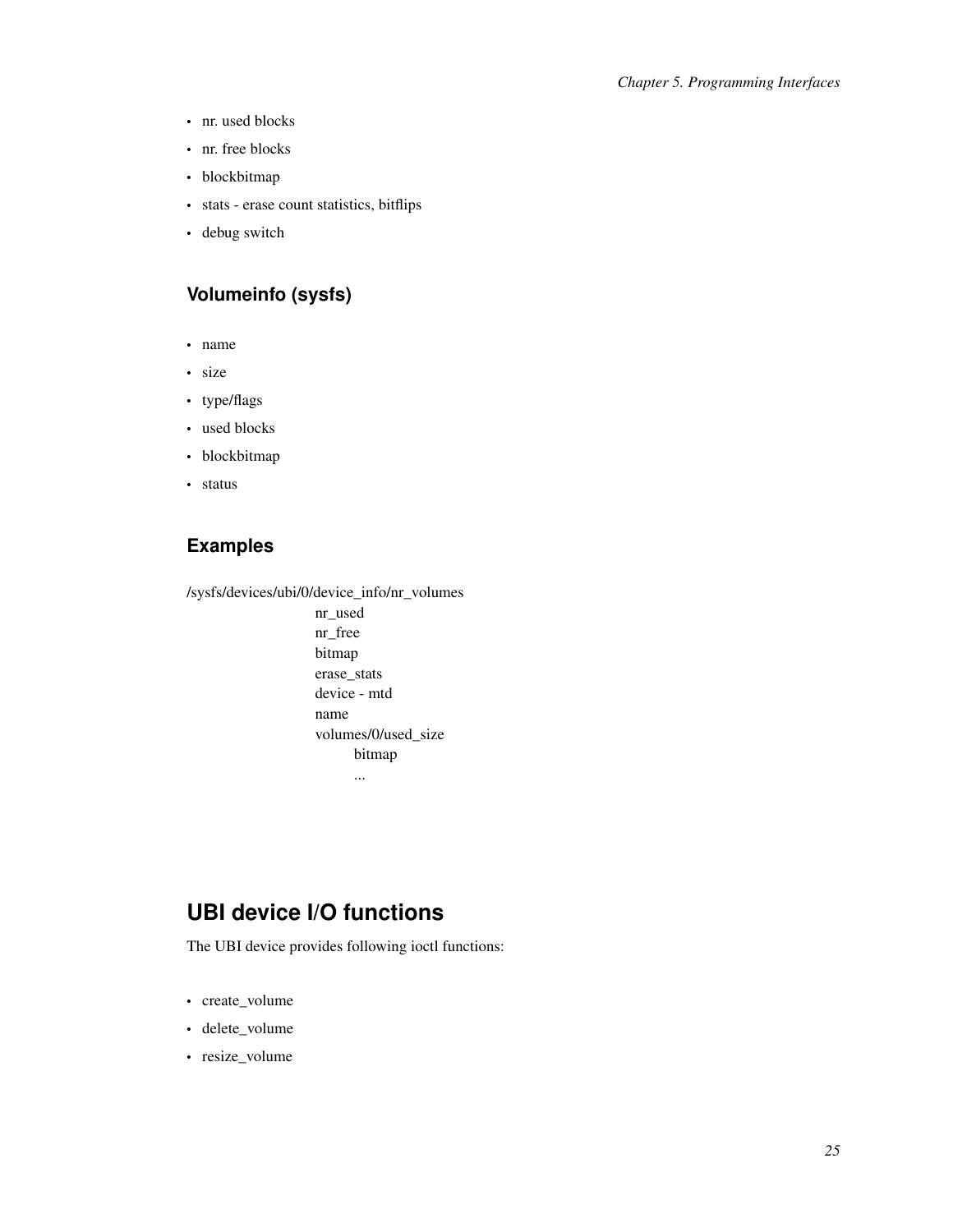- nr. used blocks
- nr. free blocks
- blockbitmap
- stats - erase count statistics, bitflips
- debug switch

### Volumeinfo (sysfs)

- name
- size
- type/flags
- used blocks
- blockbitmap
- status

### Examples

```
/sysfs/devices/ubi/0/device_info/nr_volumes
                     nr_used
                     nr_free
                     bitmap
                     erase_stats
                     device - mtd
                     name
                     volumes/0/used_size
                           bitmap
                           ...
```

## UBI device I/O functions

The UBI device provides following ioctl functions:

- create_volume
- delete_volume
- resize_volume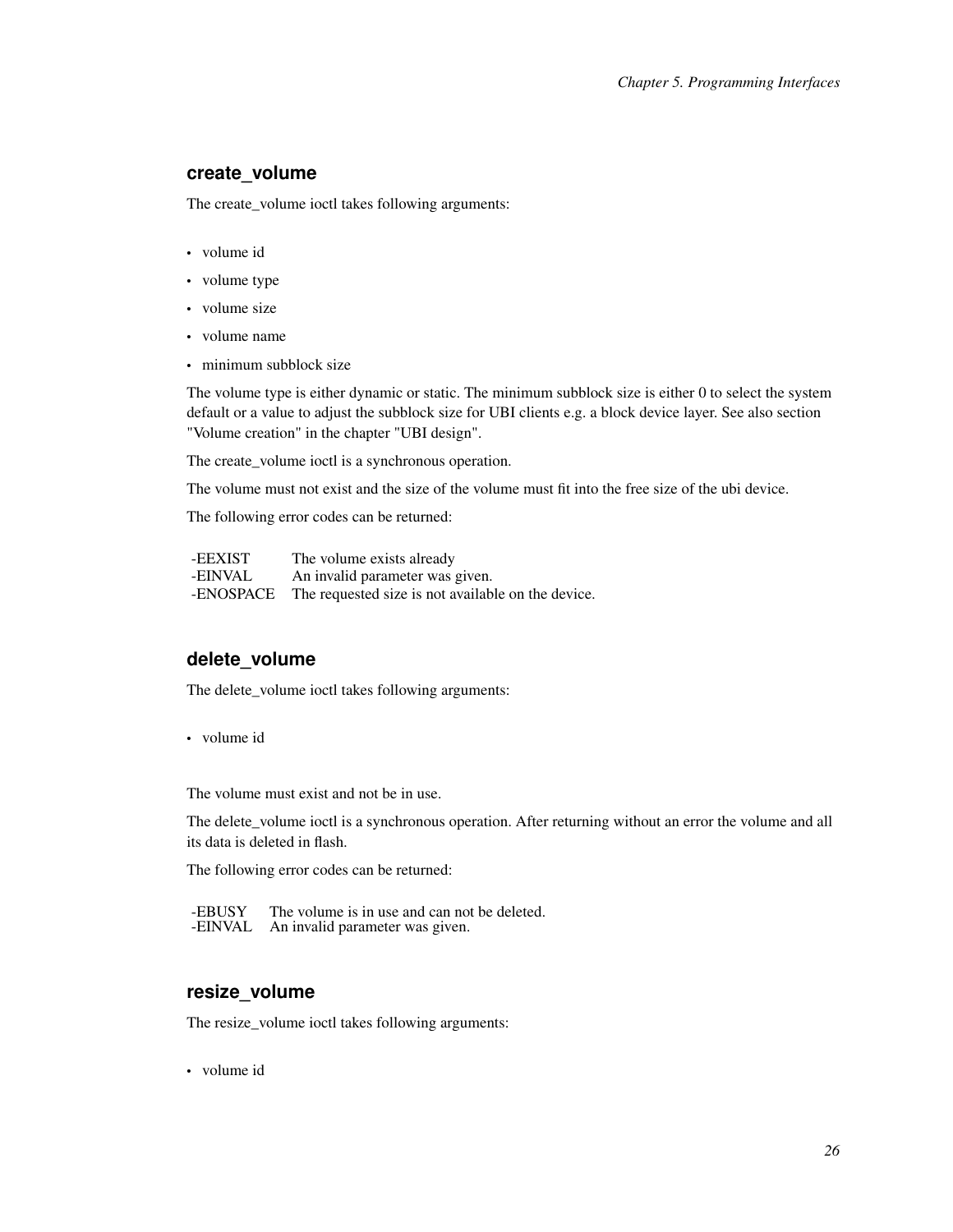### create_volume

The create_volume ioctl takes following arguments:

- volume id
- volume type
- volume size
- volume name
- minimum subblock size

The volume type is either dynamic or static. The minimum subblock size is either 0 to select the system default or a value to adjust the subblock size for UBI clients e.g. a block device layer. See also section "Volume creation" in the chapter "UBI design".

The create_volume ioctl is a synchronous operation.

The volume must not exist and the size of the volume must fit into the free size of the ubi device.

The following error codes can be returned:

| | |
|---|---|
| -EEXIST | The volume exists already |
| -EINVAL | An invalid parameter was given. |
| -ENOSPACE | The requested size is not available on the device. |

### delete_volume

The delete_volume ioctl takes following arguments:

- volume id

The volume must exist and not be in use.

The delete_volume ioctl is a synchronous operation. After returning without an error the volume and all its data is deleted in flash.

The following error codes can be returned:

| | |
|---|---|
| -EBUSY | The volume is in use and can not be deleted. |
| -EINVAL | An invalid parameter was given. |

### resize_volume

The resize_volume ioctl takes following arguments:

- volume id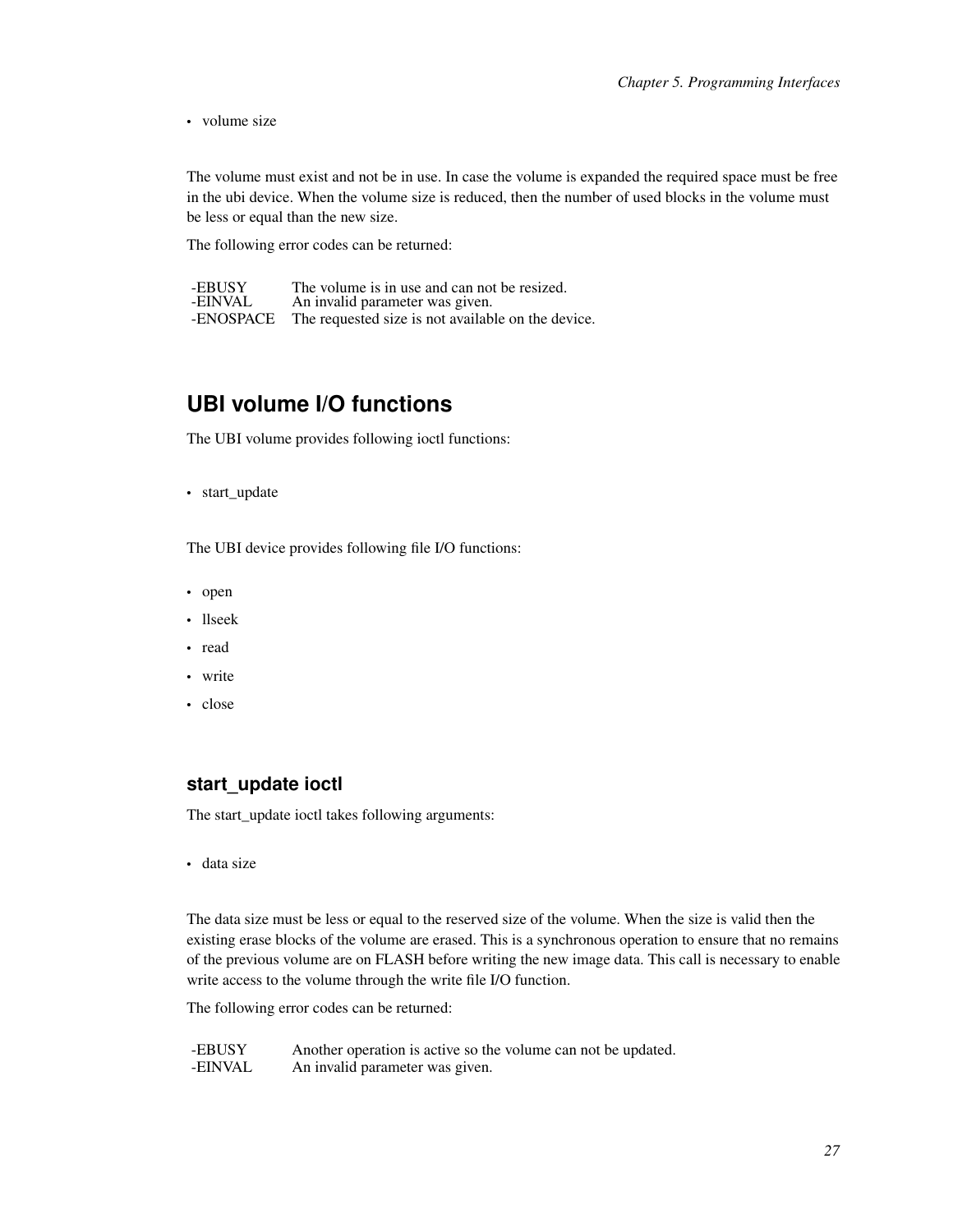- volume size

The volume must exist and not be in use. In case the volume is expanded the required space must be free in the ubi device. When the volume size is reduced, then the number of used blocks in the volume must be less or equal than the new size.

The following error codes can be returned:

| | |
|---|---|
| -EBUSY | The volume is in use and can not be resized. |
| -EINVAL | An invalid parameter was given. |
| -ENOSPACE | The requested size is not available on the device. |

## UBI volume I/O functions

The UBI volume provides following ioctl functions:

- start_update

The UBI device provides following file I/O functions:

- open
- llseek
- read
- write
- close

### start_update ioctl

The start_update ioctl takes following arguments:

- data size

The data size must be less or equal to the reserved size of the volume. When the size is valid then the existing erase blocks of the volume are erased. This is a synchronous operation to ensure that no remains of the previous volume are on FLASH before writing the new image data. This call is necessary to enable write access to the volume through the write file I/O function.

The following error codes can be returned:

| | |
|---|---|
| -EBUSY | Another operation is active so the volume can not be updated. |
| -EINVAL | An invalid parameter was given. |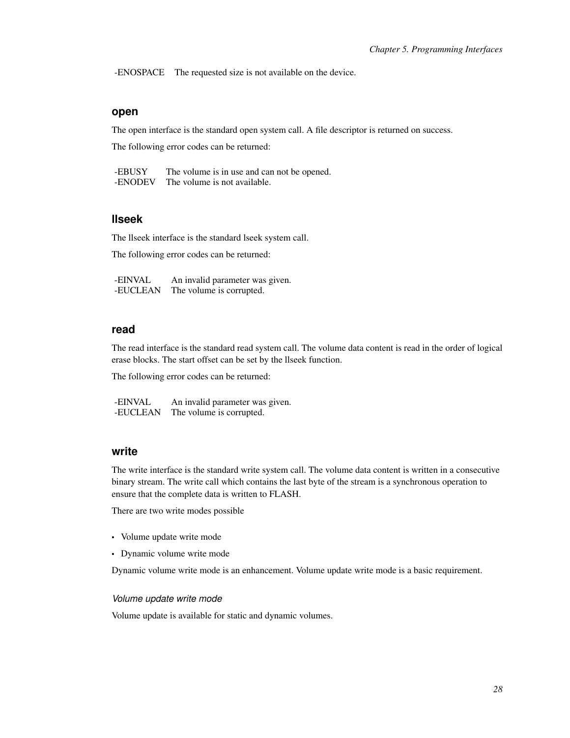| | |
|---|---|
| -ENOSPACE | The requested size is not available on the device. |

### open

The open interface is the standard open system call. A file descriptor is returned on success.

The following error codes can be returned:

| | |
|---|---|
| -EBUSY | The volume is in use and can not be opened. |
| -ENODEV | The volume is not available. |

### llseek

The llseek interface is the standard lseek system call.

The following error codes can be returned:

| | |
|---|---|
| -EINVAL | An invalid parameter was given. |
| -EUCLEAN | The volume is corrupted. |

### read

The read interface is the standard read system call. The volume data content is read in the order of logical erase blocks. The start offset can be set by the llseek function.

The following error codes can be returned:

| | |
|---|---|
| -EINVAL | An invalid parameter was given. |
| -EUCLEAN | The volume is corrupted. |

### write

The write interface is the standard write system call. The volume data content is written in a consecutive binary stream. The write call which contains the last byte of the stream is a synchronous operation to ensure that the complete data is written to FLASH.

There are two write modes possible

- Volume update write mode
- Dynamic volume write mode

Dynamic volume write mode is an enhancement. Volume update write mode is a basic requirement.

#### *Volume update write mode*

Volume update is available for static and dynamic volumes.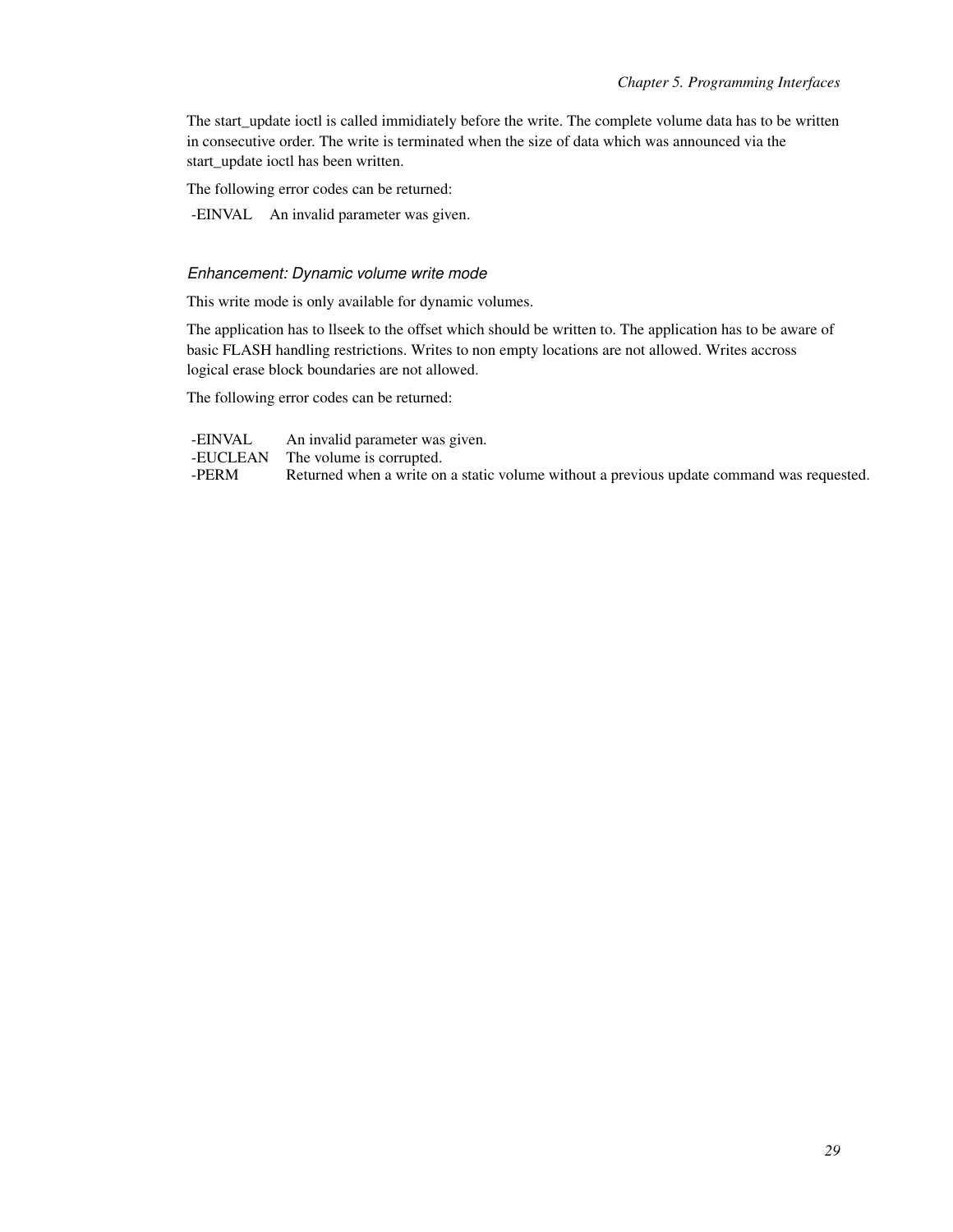The start_update ioctl is called immidiately before the write. The complete volume data has to be written in consecutive order. The write is terminated when the size of data which was announced via the start_update ioctl has been written.

The following error codes can be returned:

| | |
|---|---|
| -EINVAL | An invalid parameter was given. |

### *Enhancement: Dynamic volume write mode*

This write mode is only available for dynamic volumes.

The application has to llseek to the offset which should be written to. The application has to be aware of basic FLASH handling restrictions. Writes to non empty locations are not allowed. Writes accross logical erase block boundaries are not allowed.

The following error codes can be returned:

| | |
|---|---|
| -EINVAL | An invalid parameter was given. |
| -EUCLEAN | The volume is corrupted. |
| -PERM | Returned when a write on a static volume without a previous update command was requested. |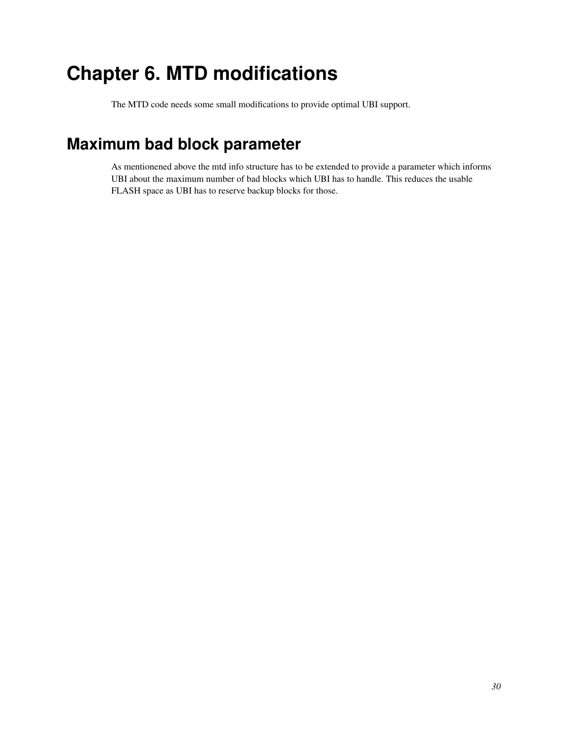# Chapter 6. MTD modifications

The MTD code needs some small modifications to provide optimal UBI support.

## Maximum bad block parameter

As mentionened above the mtd info structure has to be extended to provide a parameter which informs UBI about the maximum number of bad blocks which UBI has to handle. This reduces the usable FLASH space as UBI has to reserve backup blocks for those.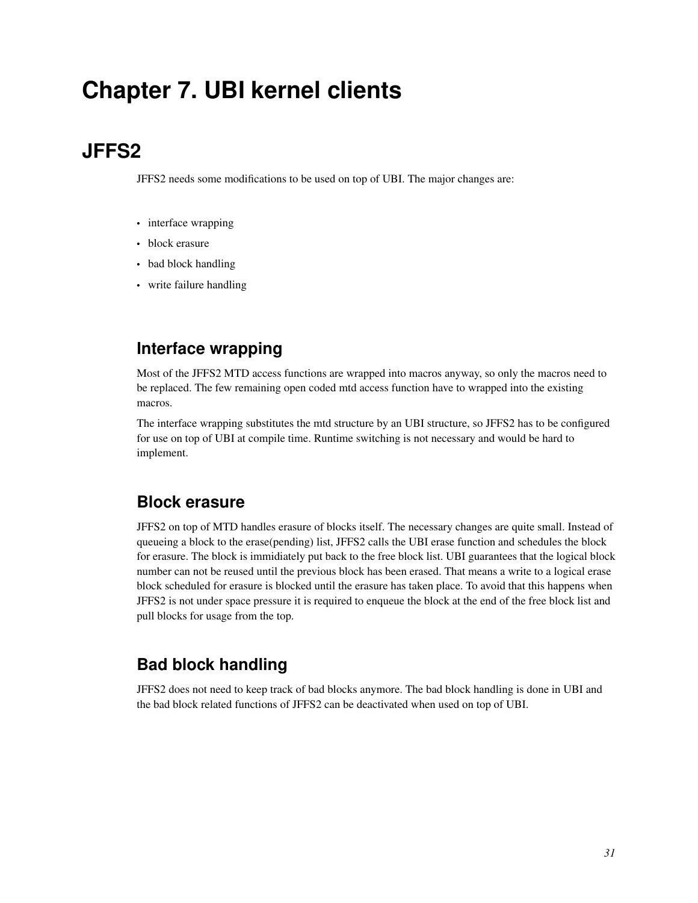# Chapter 7. UBI kernel clients

## JFFS2

JFFS2 needs some modifications to be used on top of UBI. The major changes are:

- interface wrapping
- block erasure
- bad block handling
- write failure handling

### Interface wrapping

Most of the JFFS2 MTD access functions are wrapped into macros anyway, so only the macros need to be replaced. The few remaining open coded mtd access function have to wrapped into the existing macros.

The interface wrapping substitutes the mtd structure by an UBI structure, so JFFS2 has to be configured for use on top of UBI at compile time. Runtime switching is not necessary and would be hard to implement.

### Block erasure

JFFS2 on top of MTD handles erasure of blocks itself. The necessary changes are quite small. Instead of queueing a block to the erase(pending) list, JFFS2 calls the UBI erase function and schedules the block for erasure. The block is immidiately put back to the free block list. UBI guarantees that the logical block number can not be reused until the previous block has been erased. That means a write to a logical erase block scheduled for erasure is blocked until the erasure has taken place. To avoid that this happens when JFFS2 is not under space pressure it is required to enqueue the block at the end of the free block list and pull blocks for usage from the top.

### Bad block handling

JFFS2 does not need to keep track of bad blocks anymore. The bad block handling is done in UBI and the bad block related functions of JFFS2 can be deactivated when used on top of UBI.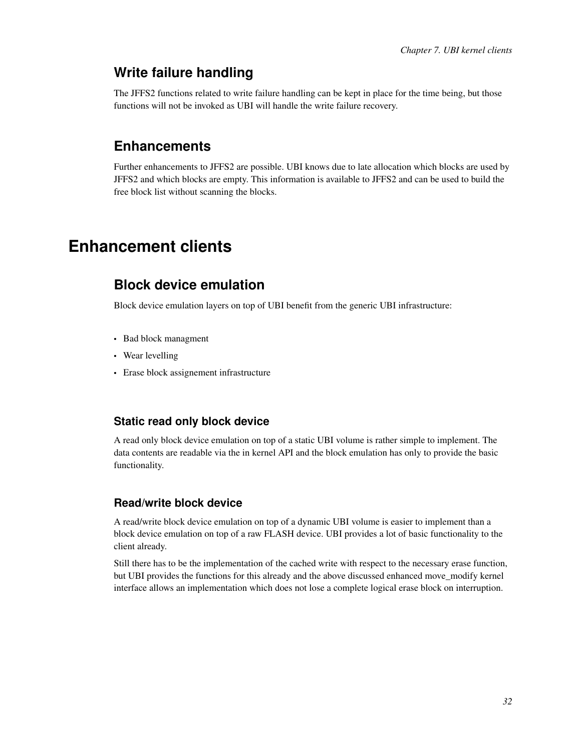## Write failure handling

The JFFS2 functions related to write failure handling can be kept in place for the time being, but those functions will not be invoked as UBI will handle the write failure recovery.

## Enhancements

Further enhancements to JFFS2 are possible. UBI knows due to late allocation which blocks are used by JFFS2 and which blocks are empty. This information is available to JFFS2 and can be used to build the free block list without scanning the blocks.

# Enhancement clients

## Block device emulation

Block device emulation layers on top of UBI benefit from the generic UBI infrastructure:

- Bad block managment
- Wear levelling
- Erase block assignement infrastructure

### Static read only block device

A read only block device emulation on top of a static UBI volume is rather simple to implement. The data contents are readable via the in kernel API and the block emulation has only to provide the basic functionality.

### Read/write block device

A read/write block device emulation on top of a dynamic UBI volume is easier to implement than a block device emulation on top of a raw FLASH device. UBI provides a lot of basic functionality to the client already.

Still there has to be the implementation of the cached write with respect to the necessary erase function, but UBI provides the functions for this already and the above discussed enhanced move_modify kernel interface allows an implementation which does not lose a complete logical erase block on interruption.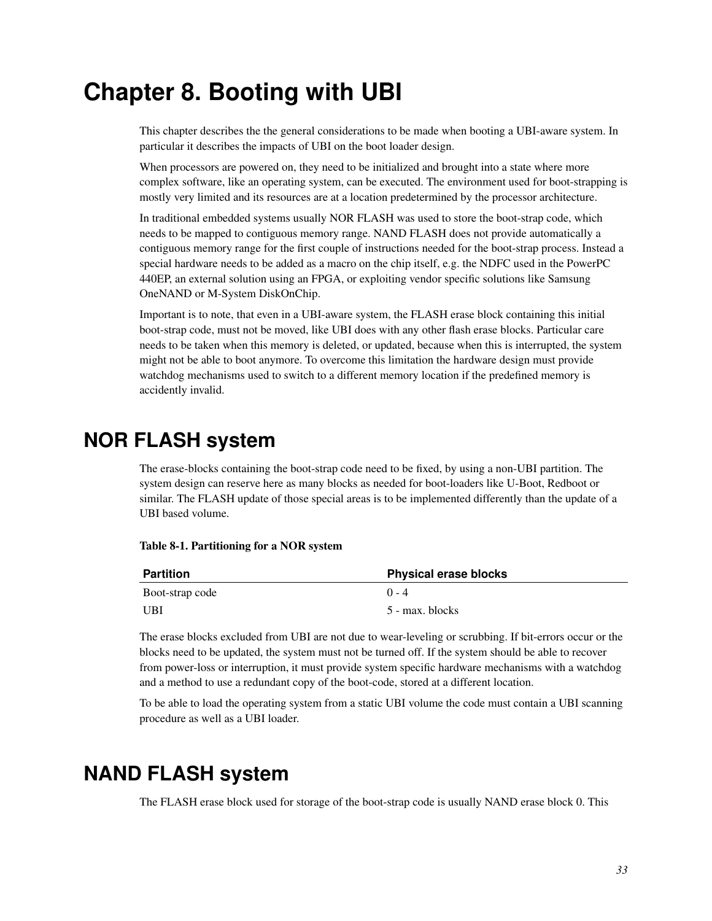# Chapter 8. Booting with UBI

This chapter describes the the general considerations to be made when booting a UBI-aware system. In particular it describes the impacts of UBI on the boot loader design.

When processors are powered on, they need to be initialized and brought into a state where more complex software, like an operating system, can be executed. The environment used for boot-strapping is mostly very limited and its resources are at a location predetermined by the processor architecture.

In traditional embedded systems usually NOR FLASH was used to store the boot-strap code, which needs to be mapped to contiguous memory range. NAND FLASH does not provide automatically a contiguous memory range for the first couple of instructions needed for the boot-strap process. Instead a special hardware needs to be added as a macro on the chip itself, e.g. the NDFC used in the PowerPC 440EP, an external solution using an FPGA, or exploiting vendor specific solutions like Samsung OneNAND or M-System DiskOnChip.

Important is to note, that even in a UBI-aware system, the FLASH erase block containing this initial boot-strap code, must not be moved, like UBI does with any other flash erase blocks. Particular care needs to be taken when this memory is deleted, or updated, because when this is interrupted, the system might not be able to boot anymore. To overcome this limitation the hardware design must provide watchdog mechanisms used to switch to a different memory location if the predefined memory is accidently invalid.

## NOR FLASH system

The erase-blocks containing the boot-strap code need to be fixed, by using a non-UBI partition. The system design can reserve here as many blocks as needed for boot-loaders like U-Boot, Redboot or similar. The FLASH update of those special areas is to be implemented differently than the update of a UBI based volume.

**Table 8-1. Partitioning for a NOR system**

| Partition | Physical erase blocks |
| --- | --- |
| Boot-strap code | 0 - 4 |
| UBI | 5 - max. blocks |

The erase blocks excluded from UBI are not due to wear-leveling or scrubbing. If bit-errors occur or the blocks need to be updated, the system must not be turned off. If the system should be able to recover from power-loss or interruption, it must provide system specific hardware mechanisms with a watchdog and a method to use a redundant copy of the boot-code, stored at a different location.

To be able to load the operating system from a static UBI volume the code must contain a UBI scanning procedure as well as a UBI loader.

## NAND FLASH system

The FLASH erase block used for storage of the boot-strap code is usually NAND erase block 0. This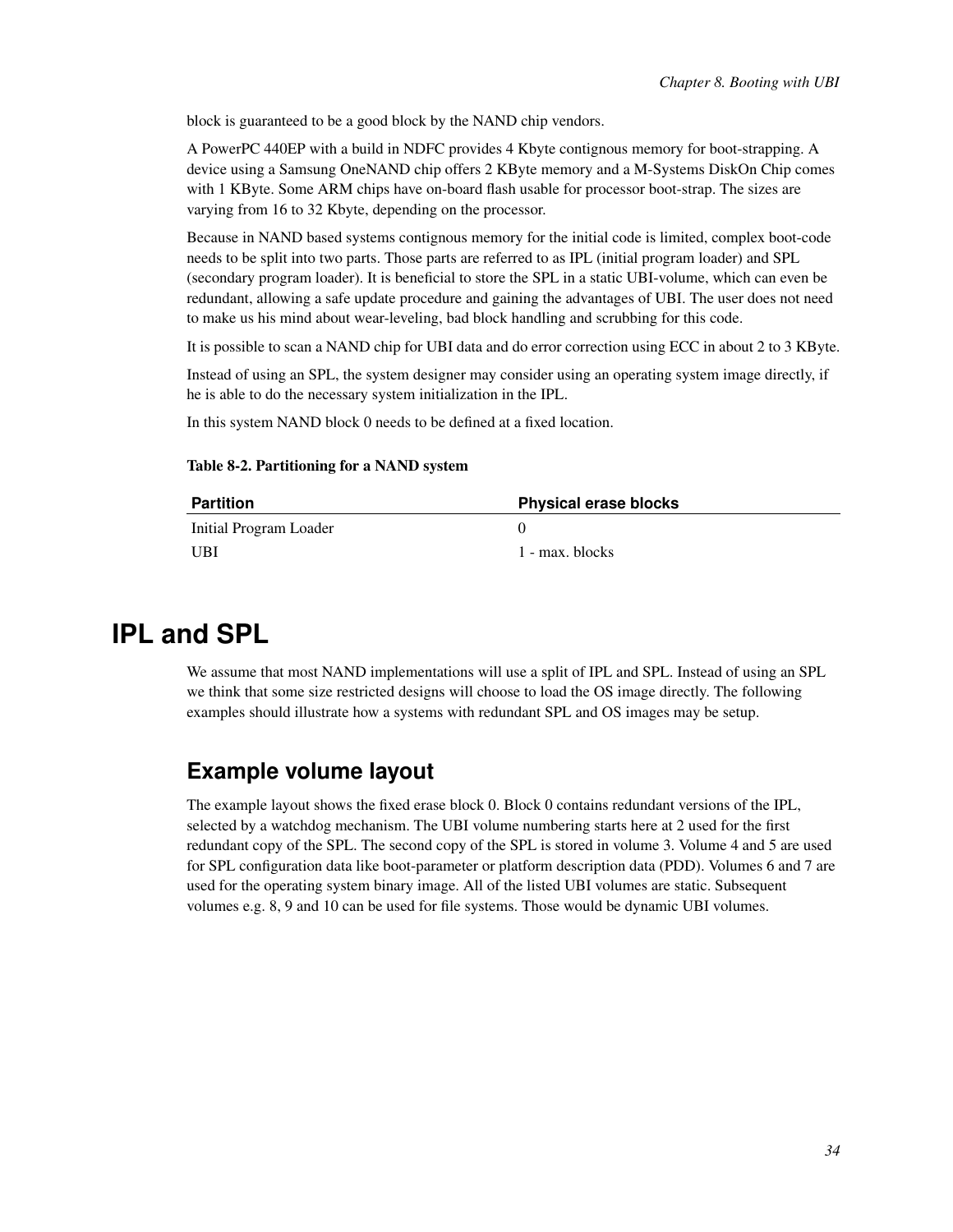block is guaranteed to be a good block by the NAND chip vendors.

A PowerPC 440EP with a build in NDFC provides 4 Kbyte contignous memory for boot-strapping. A device using a Samsung OneNAND chip offers 2 KByte memory and a M-Systems DiskOn Chip comes with 1 KByte. Some ARM chips have on-board flash usable for processor boot-strap. The sizes are varying from 16 to 32 Kbyte, depending on the processor.

Because in NAND based systems contignous memory for the initial code is limited, complex boot-code needs to be split into two parts. Those parts are referred to as IPL (initial program loader) and SPL (secondary program loader). It is beneficial to store the SPL in a static UBI-volume, which can even be redundant, allowing a safe update procedure and gaining the advantages of UBI. The user does not need to make us his mind about wear-leveling, bad block handling and scrubbing for this code.

It is possible to scan a NAND chip for UBI data and do error correction using ECC in about 2 to 3 KByte.

Instead of using an SPL, the system designer may consider using an operating system image directly, if he is able to do the necessary system initialization in the IPL.

In this system NAND block 0 needs to be defined at a fixed location.

**Table 8-2. Partitioning for a NAND system**

| Partition | Physical erase blocks |
|---|---|
| Initial Program Loader | 0 |
| UBI | 1 - max. blocks |

# IPL and SPL

We assume that most NAND implementations will use a split of IPL and SPL. Instead of using an SPL we think that some size restricted designs will choose to load the OS image directly. The following examples should illustrate how a systems with redundant SPL and OS images may be setup.

## Example volume layout

The example layout shows the fixed erase block 0. Block 0 contains redundant versions of the IPL, selected by a watchdog mechanism. The UBI volume numbering starts here at 2 used for the first redundant copy of the SPL. The second copy of the SPL is stored in volume 3. Volume 4 and 5 are used for SPL configuration data like boot-parameter or platform description data (PDD). Volumes 6 and 7 are used for the operating system binary image. All of the listed UBI volumes are static. Subsequent volumes e.g. 8, 9 and 10 can be used for file systems. Those would be dynamic UBI volumes.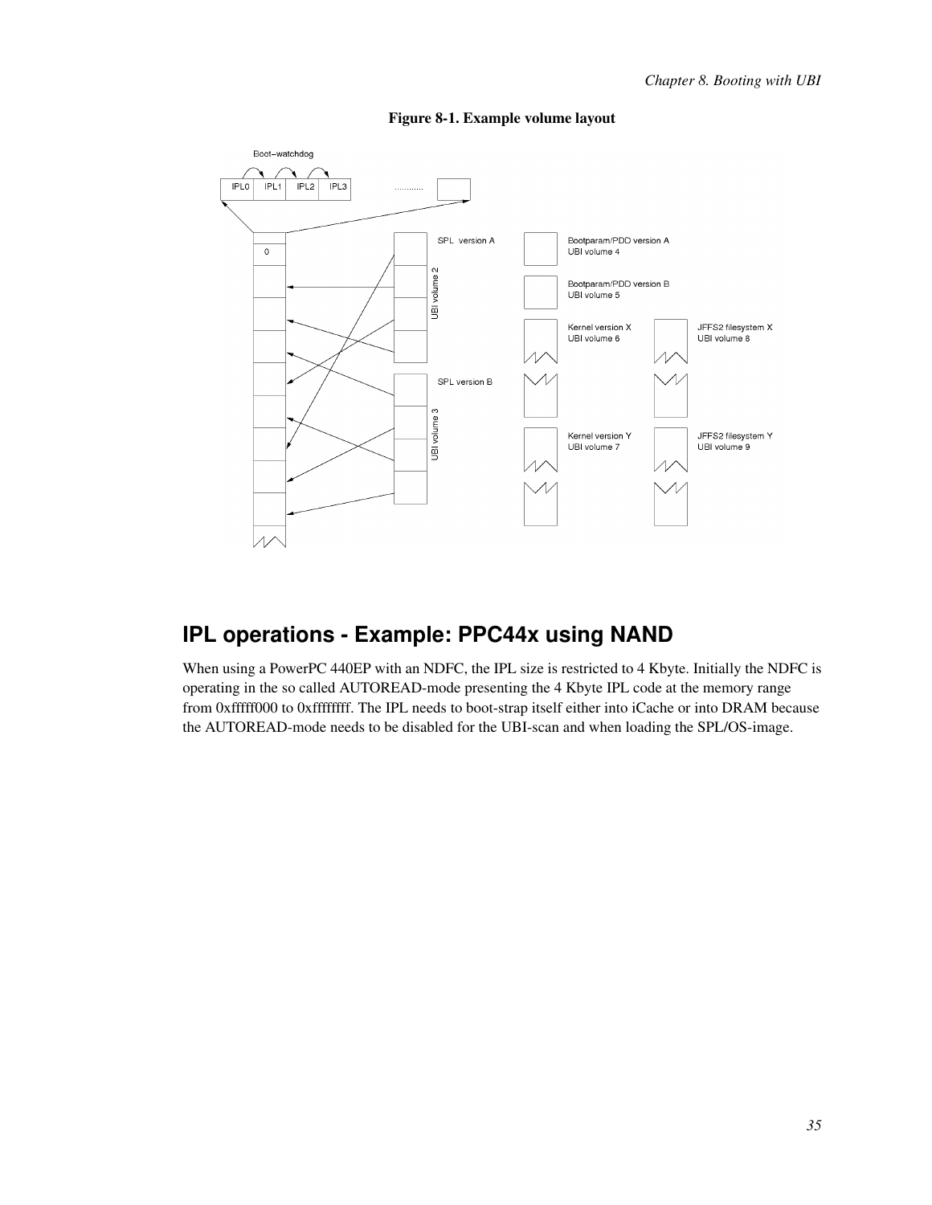**Figure 8-1. Example volume layout**

## IPL operations - Example: PPC44x using NAND

When using a PowerPC 440EP with an NDFC, the IPL size is restricted to 4 Kbyte. Initially the NDFC is operating in the so called AUTOREAD-mode presenting the 4 Kbyte IPL code at the memory range from 0xfffff000 to 0xffffffff. The IPL needs to boot-strap itself either into iCache or into DRAM because the AUTOREAD-mode needs to be disabled for the UBI-scan and when loading the SPL/OS-image.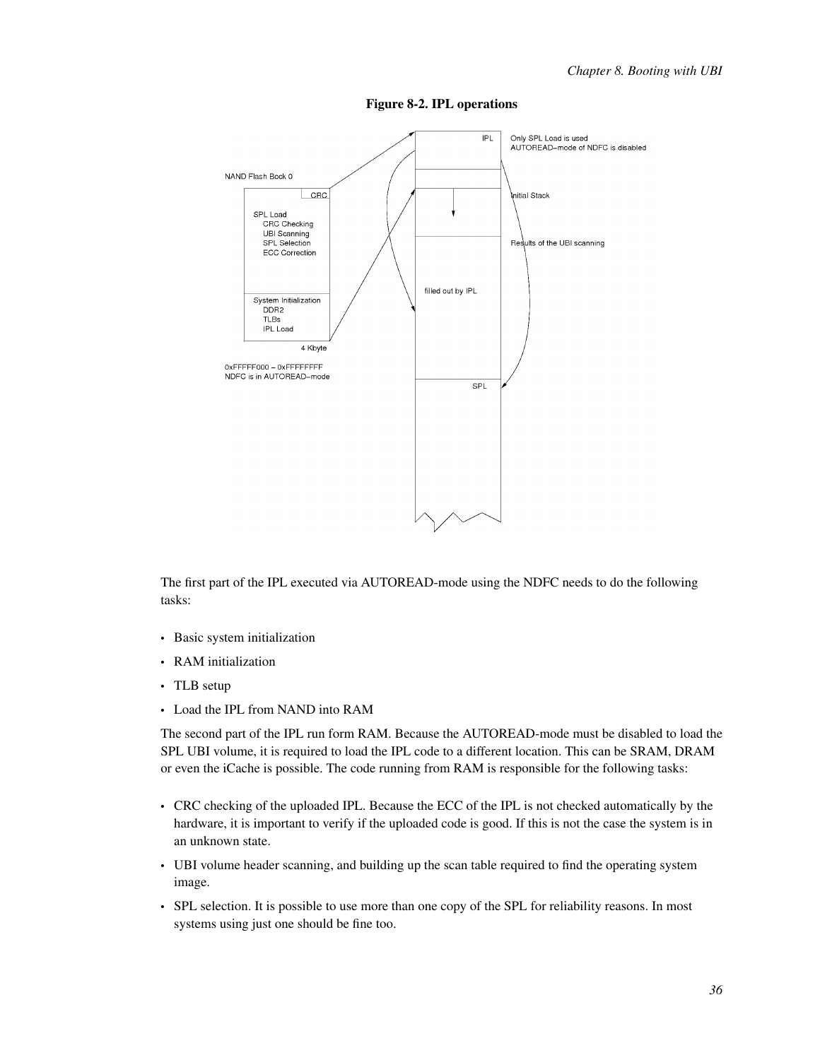**Figure 8-2. IPL operations**

The first part of the IPL executed via AUTOREAD-mode using the NDFC needs to do the following tasks:

- Basic system initialization
- RAM initialization
- TLB setup
- Load the IPL from NAND into RAM

The second part of the IPL run form RAM. Because the AUTOREAD-mode must be disabled to load the SPL UBI volume, it is required to load the IPL code to a different location. This can be SRAM, DRAM or even the iCache is possible. The code running from RAM is responsible for the following tasks:

- CRC checking of the uploaded IPL. Because the ECC of the IPL is not checked automatically by the hardware, it is important to verify if the uploaded code is good. If this is not the case the system is in an unknown state.
- UBI volume header scanning, and building up the scan table required to find the operating system image.
- SPL selection. It is possible to use more than one copy of the SPL for reliability reasons. In most systems using just one should be fine too.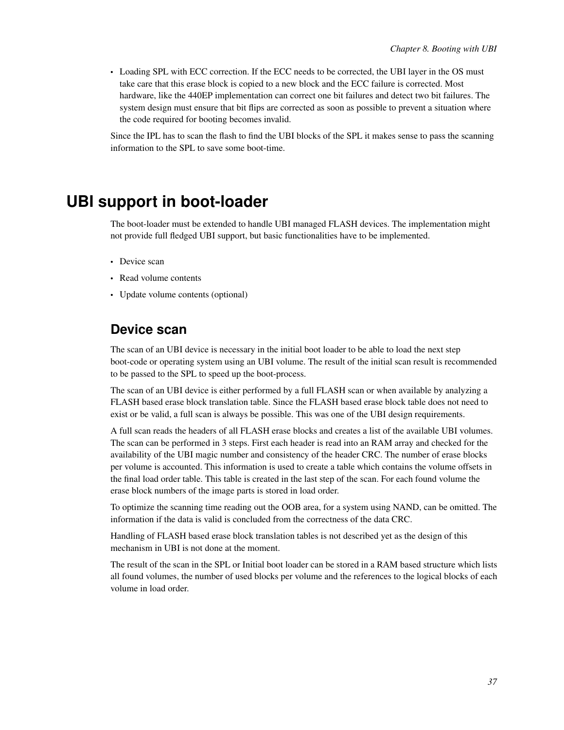- Loading SPL with ECC correction. If the ECC needs to be corrected, the UBI layer in the OS must take care that this erase block is copied to a new block and the ECC failure is corrected. Most hardware, like the 440EP implementation can correct one bit failures and detect two bit failures. The system design must ensure that bit flips are corrected as soon as possible to prevent a situation where the code required for booting becomes invalid.

Since the IPL has to scan the flash to find the UBI blocks of the SPL it makes sense to pass the scanning information to the SPL to save some boot-time.

# UBI support in boot-loader

The boot-loader must be extended to handle UBI managed FLASH devices. The implementation might not provide full fledged UBI support, but basic functionalities have to be implemented.

- Device scan
- Read volume contents
- Update volume contents (optional)

## Device scan

The scan of an UBI device is necessary in the initial boot loader to be able to load the next step boot-code or operating system using an UBI volume. The result of the initial scan result is recommended to be passed to the SPL to speed up the boot-process.

The scan of an UBI device is either performed by a full FLASH scan or when available by analyzing a FLASH based erase block translation table. Since the FLASH based erase block table does not need to exist or be valid, a full scan is always be possible. This was one of the UBI design requirements.

A full scan reads the headers of all FLASH erase blocks and creates a list of the available UBI volumes. The scan can be performed in 3 steps. First each header is read into an RAM array and checked for the availability of the UBI magic number and consistency of the header CRC. The number of erase blocks per volume is accounted. This information is used to create a table which contains the volume offsets in the final load order table. This table is created in the last step of the scan. For each found volume the erase block numbers of the image parts is stored in load order.

To optimize the scanning time reading out the OOB area, for a system using NAND, can be omitted. The information if the data is valid is concluded from the correctness of the data CRC.

Handling of FLASH based erase block translation tables is not described yet as the design of this mechanism in UBI is not done at the moment.

The result of the scan in the SPL or Initial boot loader can be stored in a RAM based structure which lists all found volumes, the number of used blocks per volume and the references to the logical blocks of each volume in load order.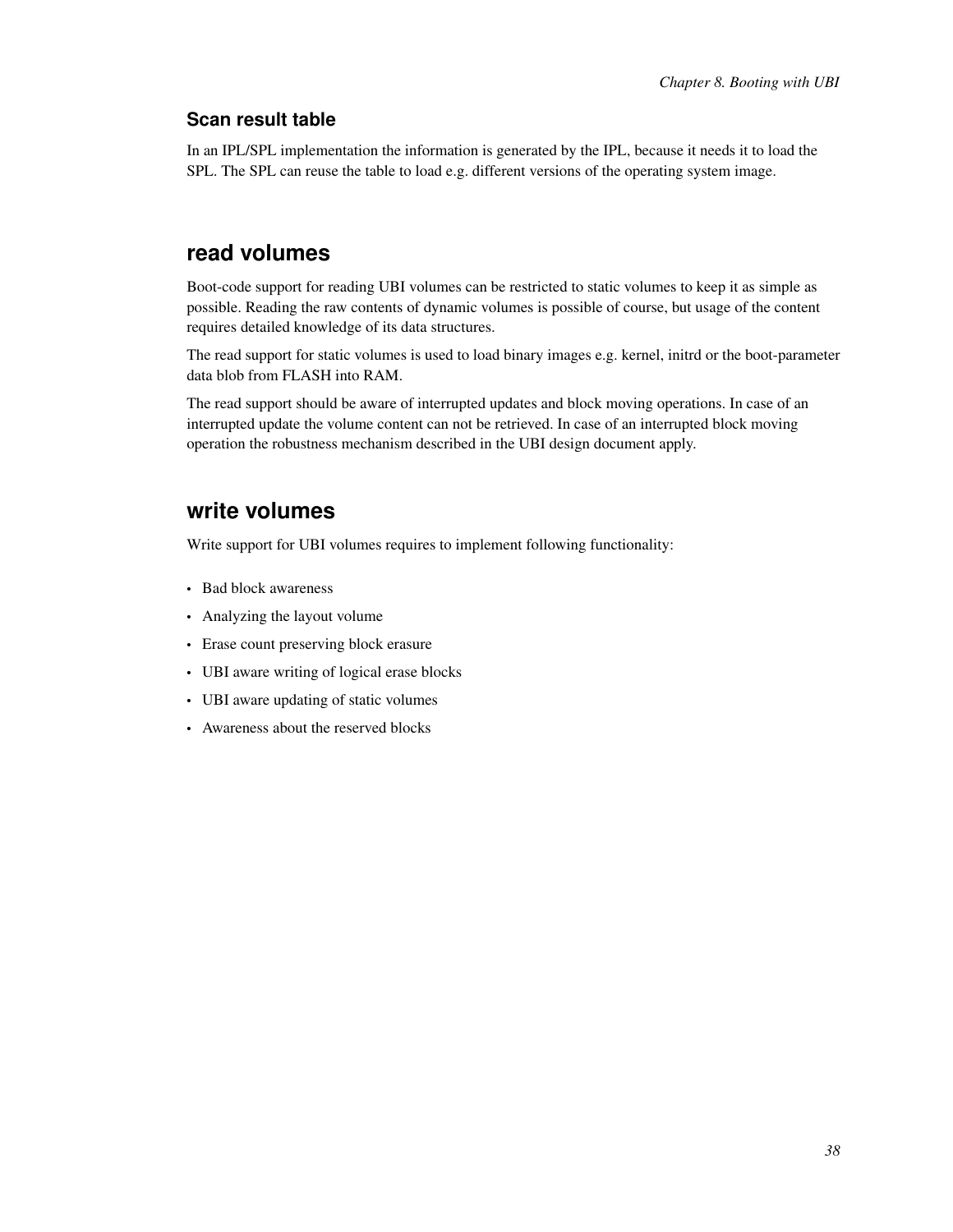### Scan result table

In an IPL/SPL implementation the information is generated by the IPL, because it needs it to load the SPL. The SPL can reuse the table to load e.g. different versions of the operating system image.

## read volumes

Boot-code support for reading UBI volumes can be restricted to static volumes to keep it as simple as possible. Reading the raw contents of dynamic volumes is possible of course, but usage of the content requires detailed knowledge of its data structures.

The read support for static volumes is used to load binary images e.g. kernel, initrd or the boot-parameter data blob from FLASH into RAM.

The read support should be aware of interrupted updates and block moving operations. In case of an interrupted update the volume content can not be retrieved. In case of an interrupted block moving operation the robustness mechanism described in the UBI design document apply.

## write volumes

Write support for UBI volumes requires to implement following functionality:

- Bad block awareness
- Analyzing the layout volume
- Erase count preserving block erasure
- UBI aware writing of logical erase blocks
- UBI aware updating of static volumes
- Awareness about the reserved blocks